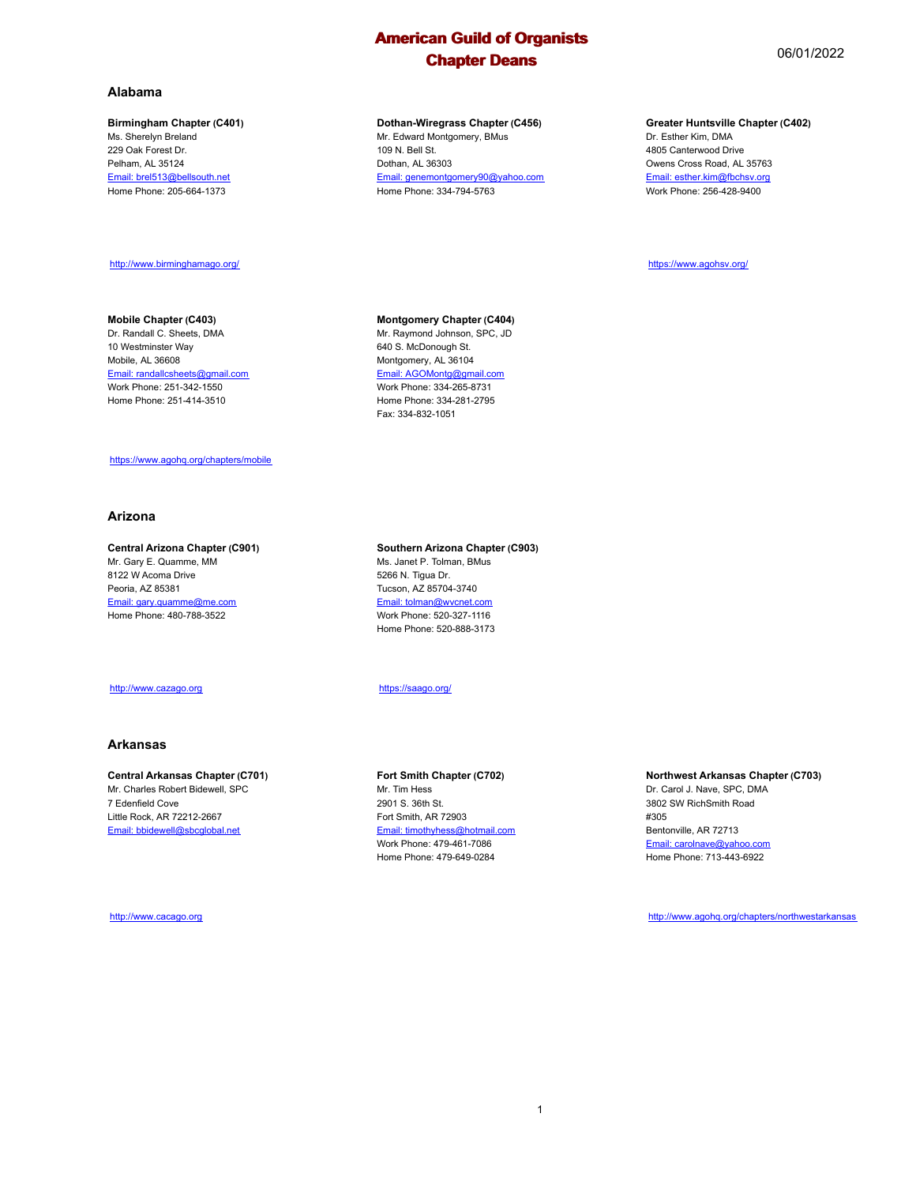# American Guild of Organists
# Chapter Deans

06/01/2022

## Alabama

**Birmingham Chapter (C401)**
Ms. Sherelyn Breland
229 Oak Forest Dr.
Pelham, AL 35124
Email: brel513@bellsouth.net
Home Phone: 205-664-1373

http://www.birminghamago.org/

**Dothan-Wiregrass Chapter (C456)**
Mr. Edward Montgomery, BMus
109 N. Bell St.
Dothan, AL 36303
Email: genemontgomery90@yahoo.com
Home Phone: 334-794-5763

**Greater Huntsville Chapter (C402)**
Dr. Esther Kim, DMA
4805 Canterwood Drive
Owens Cross Road, AL 35763
Email: esther.kim@fbchsv.org
Work Phone: 256-428-9400

https://www.agohsv.org/

**Mobile Chapter (C403)**
Dr. Randall C. Sheets, DMA
10 Westminster Way
Mobile, AL 36608
Email: randallcsheets@gmail.com
Work Phone: 251-342-1550
Home Phone: 251-414-3510

https://www.agohq.org/chapters/mobile

**Montgomery Chapter (C404)**
Mr. Raymond Johnson, SPC, JD
640 S. McDonough St.
Montgomery, AL 36104
Email: AGOMontg@gmail.com
Work Phone: 334-265-8731
Home Phone: 334-281-2795
Fax: 334-832-1051

## Arizona

**Central Arizona Chapter (C901)**
Mr. Gary E. Quamme, MM
8122 W Acoma Drive
Peoria, AZ 85381
Email: gary.quamme@me.com
Home Phone: 480-788-3522

http://www.cazago.org

**Southern Arizona Chapter (C903)**
Ms. Janet P. Tolman, BMus
5266 N. Tigua Dr.
Tucson, AZ 85704-3740
Email: tolman@wvcnet.com
Work Phone: 520-327-1116
Home Phone: 520-888-3173

https://saago.org/

## Arkansas

**Central Arkansas Chapter (C701)**
Mr. Charles Robert Bidewell, SPC
7 Edenfield Cove
Little Rock, AR 72212-2667
Email: bbidewell@sbcglobal.net

http://www.cacago.org

**Fort Smith Chapter (C702)**
Mr. Tim Hess
2901 S. 36th St.
Fort Smith, AR 72903
Email: timothyhess@hotmail.com
Work Phone: 479-461-7086
Home Phone: 479-649-0284

**Northwest Arkansas Chapter (C703)**
Dr. Carol J. Nave, SPC, DMA
3802 SW RichSmith Road
#305
Bentonville, AR 72713
Email: carolnave@yahoo.com
Home Phone: 713-443-6922

http://www.agohq.org/chapters/northwestarkansas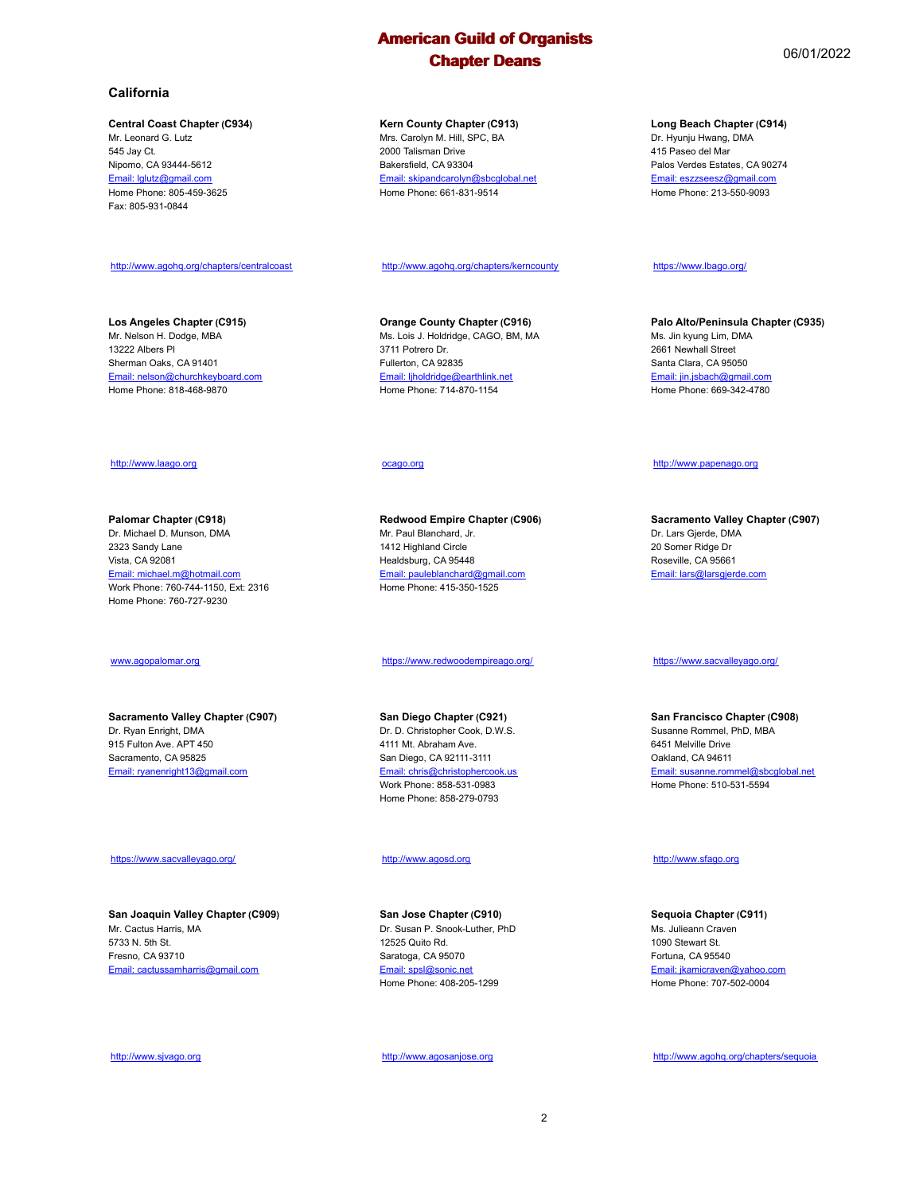# American Guild of Organists
# Chapter Deans

06/01/2022

## California

**Central Coast Chapter (C934)**
Mr. Leonard G. Lutz
545 Jay Ct.
Nipomo, CA 93444-5612
Email: lglutz@gmail.com
Home Phone: 805-459-3625
Fax: 805-931-0844

http://www.agohq.org/chapters/centralcoast

**Kern County Chapter (C913)**
Mrs. Carolyn M. Hill, SPC, BA
2000 Talisman Drive
Bakersfield, CA 93304
Email: skipandcarolyn@sbcglobal.net
Home Phone: 661-831-9514

http://www.agohq.org/chapters/kerncounty

**Long Beach Chapter (C914)**
Dr. Hyunju Hwang, DMA
415 Paseo del Mar
Palos Verdes Estates, CA 90274
Email: eszzseesz@gmail.com
Home Phone: 213-550-9093

https://www.lbago.org/

**Los Angeles Chapter (C915)**
Mr. Nelson H. Dodge, MBA
13222 Albers Pl
Sherman Oaks, CA 91401
Email: nelson@churchkeyboard.com
Home Phone: 818-468-9870

http://www.laago.org

**Orange County Chapter (C916)**
Ms. Lois J. Holdridge, CAGO, BM, MA
3711 Potrero Dr.
Fullerton, CA 92835
Email: ljholdridge@earthlink.net
Home Phone: 714-870-1154

ocago.org

**Palo Alto/Peninsula Chapter (C935)**
Ms. Jin kyung Lim, DMA
2661 Newhall Street
Santa Clara, CA 95050
Email: jin.jsbach@gmail.com
Home Phone: 669-342-4780

http://www.papenago.org

**Palomar Chapter (C918)**
Dr. Michael D. Munson, DMA
2323 Sandy Lane
Vista, CA 92081
Email: michael.m@hotmail.com
Work Phone: 760-744-1150, Ext: 2316
Home Phone: 760-727-9230

www.agopalomar.org

**Redwood Empire Chapter (C906)**
Mr. Paul Blanchard, Jr.
1412 Highland Circle
Healdsburg, CA 95448
Email: pauleblanchard@gmail.com
Home Phone: 415-350-1525

https://www.redwoodempireago.org/

**Sacramento Valley Chapter (C907)**
Dr. Lars Gjerde, DMA
20 Somer Ridge Dr
Roseville, CA 95661
Email: lars@larsgjerde.com

https://www.sacvalleyago.org/

**Sacramento Valley Chapter (C907)**
Dr. Ryan Enright, DMA
915 Fulton Ave. APT 450
Sacramento, CA 95825
Email: ryanenright13@gmail.com

https://www.sacvalleyago.org/

**San Diego Chapter (C921)**
Dr. D. Christopher Cook, D.W.S.
4111 Mt. Abraham Ave.
San Diego, CA 92111-3111
Email: chris@christophercook.us
Work Phone: 858-531-0983
Home Phone: 858-279-0793

http://www.agosd.org

**San Francisco Chapter (C908)**
Susanne Rommel, PhD, MBA
6451 Melville Drive
Oakland, CA 94611
Email: susanne.rommel@sbcglobal.net
Home Phone: 510-531-5594

http://www.sfago.org

**San Joaquin Valley Chapter (C909)**
Mr. Cactus Harris, MA
5733 N. 5th St.
Fresno, CA 93710
Email: cactussamharris@gmail.com

http://www.sjvago.org

**San Jose Chapter (C910)**
Dr. Susan P. Snook-Luther, PhD
12525 Quito Rd.
Saratoga, CA 95070
Email: spsl@sonic.net
Home Phone: 408-205-1299

http://www.agosanjose.org

**Sequoia Chapter (C911)**
Ms. Julieann Craven
1090 Stewart St.
Fortuna, CA 95540
Email: jkamicraven@yahoo.com
Home Phone: 707-502-0004

http://www.agohq.org/chapters/sequoia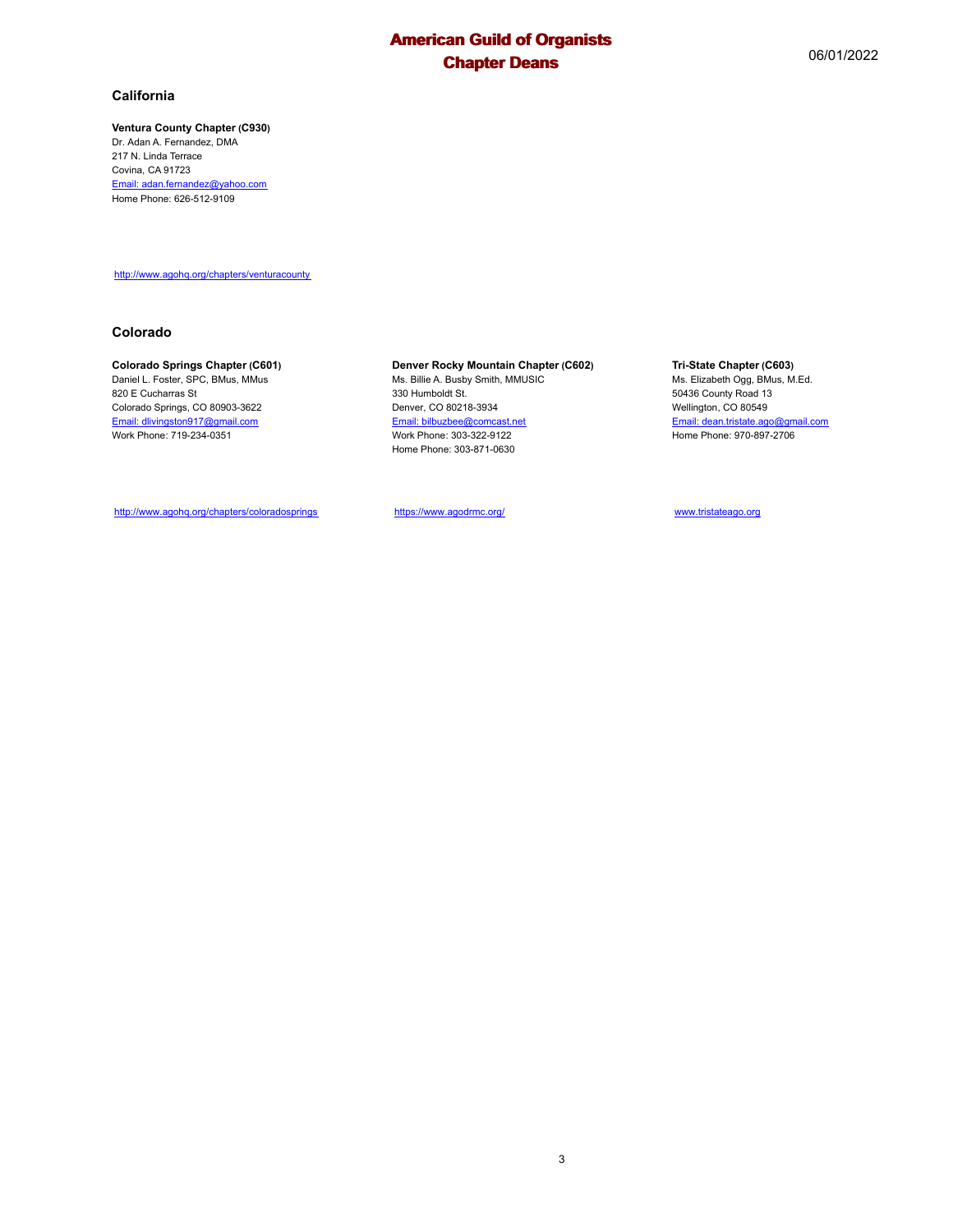## California

**Ventura County Chapter (C930)**
Dr. Adan A. Fernandez, DMA
217 N. Linda Terrace
Covina, CA 91723
Email: adan.fernandez@yahoo.com
Home Phone: 626-512-9109

http://www.agohq.org/chapters/venturacounty

## Colorado

**Colorado Springs Chapter (C601)**
Daniel L. Foster, SPC, BMus, MMus
820 E Cucharras St
Colorado Springs, CO 80903-3622
Email: dlivingston917@gmail.com
Work Phone: 719-234-0351

http://www.agohq.org/chapters/coloradosprings

**Denver Rocky Mountain Chapter (C602)**
Ms. Billie A. Busby Smith, MMUSIC
330 Humboldt St.
Denver, CO 80218-3934
Email: bilbuzbee@comcast.net
Work Phone: 303-322-9122
Home Phone: 303-871-0630

https://www.agodrmc.org/

**Tri-State Chapter (C603)**
Ms. Elizabeth Ogg, BMus, M.Ed.
50436 County Road 13
Wellington, CO 80549
Email: dean.tristate.ago@gmail.com
Home Phone: 970-897-2706

www.tristateago.org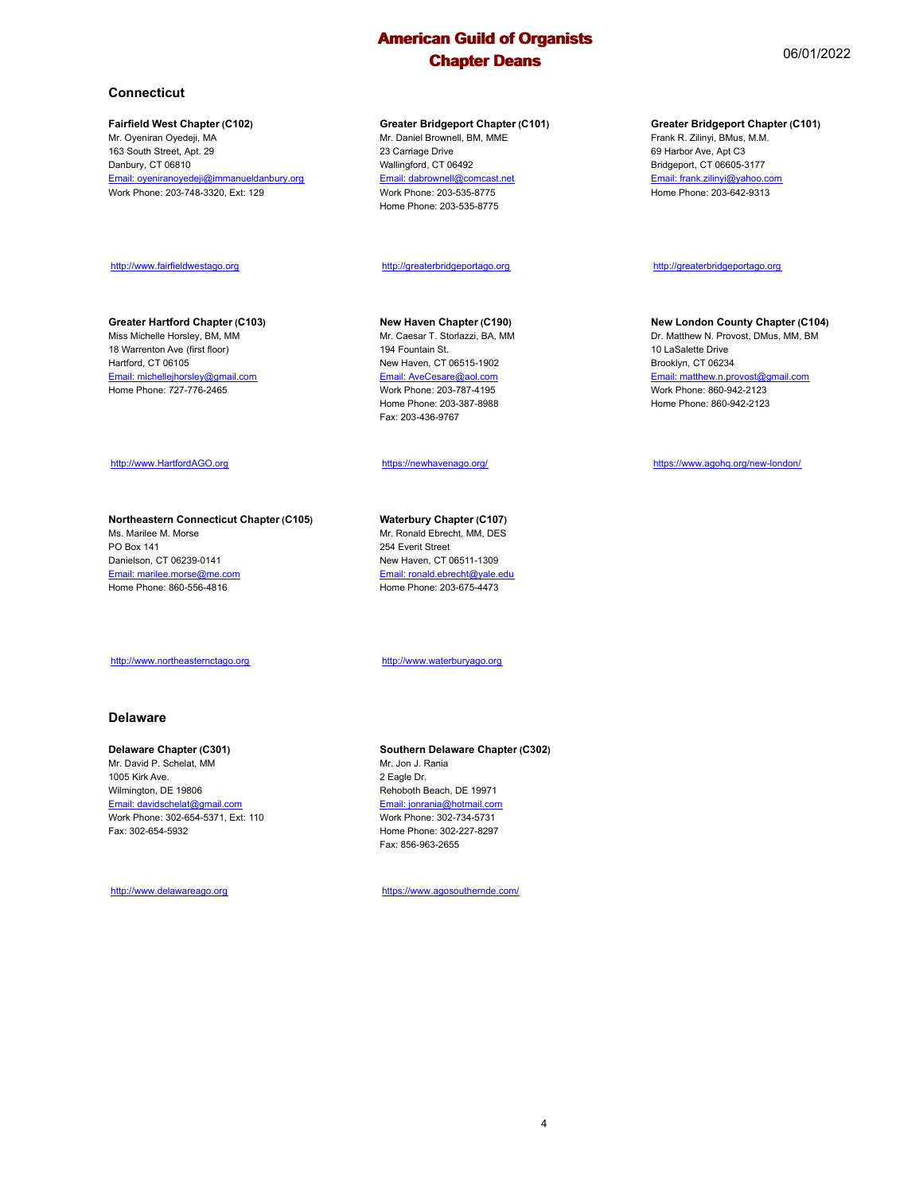# American Guild of Organists
# Chapter Deans

06/01/2022

## Connecticut

**Fairfield West Chapter (C102)**
Mr. Oyeniran Oyedeji, MA
163 South Street, Apt. 29
Danbury, CT 06810
Email: oyeniranoyedeji@immanueldanbury.org
Work Phone: 203-748-3320, Ext: 129

http://www.fairfieldwestago.org

**Greater Bridgeport Chapter (C101)**
Mr. Daniel Brownell, BM, MME
23 Carriage Drive
Wallingford, CT 06492
Email: dabrownell@comcast.net
Work Phone: 203-535-8775
Home Phone: 203-535-8775

http://greaterbridgeportago.org

**Greater Bridgeport Chapter (C101)**
Frank R. Zilinyi, BMus, M.M.
69 Harbor Ave, Apt C3
Bridgeport, CT 06605-3177
Email: frank.zilinyi@yahoo.com
Home Phone: 203-642-9313

http://greaterbridgeportago.org

**Greater Hartford Chapter (C103)**
Miss Michelle Horsley, BM, MM
18 Warrenton Ave (first floor)
Hartford, CT 06105
Email: michellejhorsley@gmail.com
Home Phone: 727-776-2465

http://www.HartfordAGO.org

**New Haven Chapter (C190)**
Mr. Caesar T. Storlazzi, BA, MM
194 Fountain St.
New Haven, CT 06515-1902
Email: AveCesare@aol.com
Work Phone: 203-787-4195
Home Phone: 203-387-8988
Fax: 203-436-9767

https://newhavenago.org/

**New London County Chapter (C104)**
Dr. Matthew N. Provost, DMus, MM, BM
10 LaSalette Drive
Brooklyn, CT 06234
Email: matthew.n.provost@gmail.com
Work Phone: 860-942-2123
Home Phone: 860-942-2123

https://www.agohq.org/new-london/

**Northeastern Connecticut Chapter (C105)**
Ms. Marilee M. Morse
PO Box 141
Danielson, CT 06239-0141
Email: marilee.morse@me.com
Home Phone: 860-556-4816

http://www.northeasternctago.org

**Waterbury Chapter (C107)**
Mr. Ronald Ebrecht, MM, DES
254 Everit Street
New Haven, CT 06511-1309
Email: ronald.ebrecht@yale.edu
Home Phone: 203-675-4473

http://www.waterburyago.org

## Delaware

**Delaware Chapter (C301)**
Mr. David P. Schelat, MM
1005 Kirk Ave.
Wilmington, DE 19806
Email: davidschelat@gmail.com
Work Phone: 302-654-5371, Ext: 110
Fax: 302-654-5932

http://www.delawareago.org

**Southern Delaware Chapter (C302)**
Mr. Jon J. Rania
2 Eagle Dr.
Rehoboth Beach, DE 19971
Email: jonrania@hotmail.com
Work Phone: 302-734-5731
Home Phone: 302-227-8297
Fax: 856-963-2655

https://www.agosouthernde.com/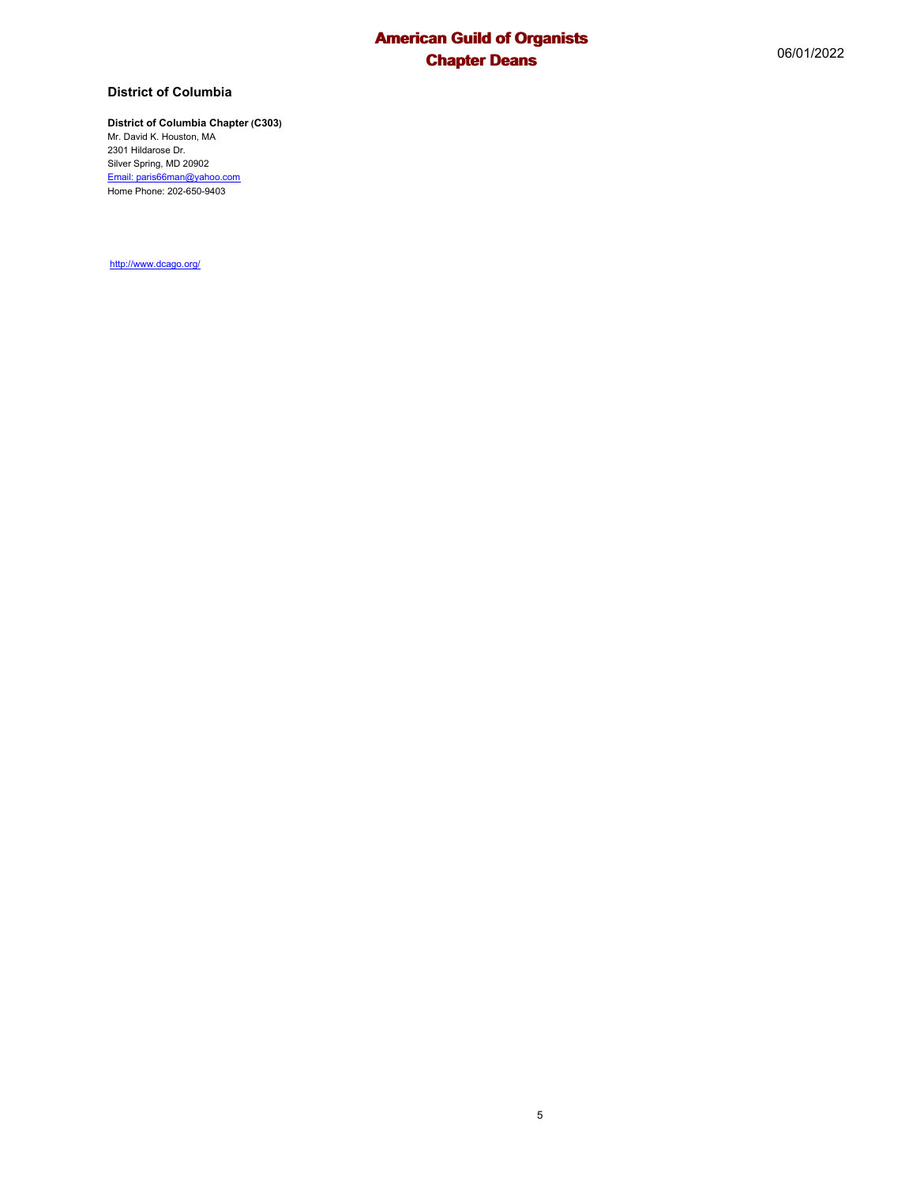## District of Columbia

**District of Columbia Chapter (C303)**
Mr. David K. Houston, MA
2301 Hildarose Dr.
Silver Spring, MD 20902
Email: paris66man@yahoo.com
Home Phone: 202-650-9403

http://www.dcago.org/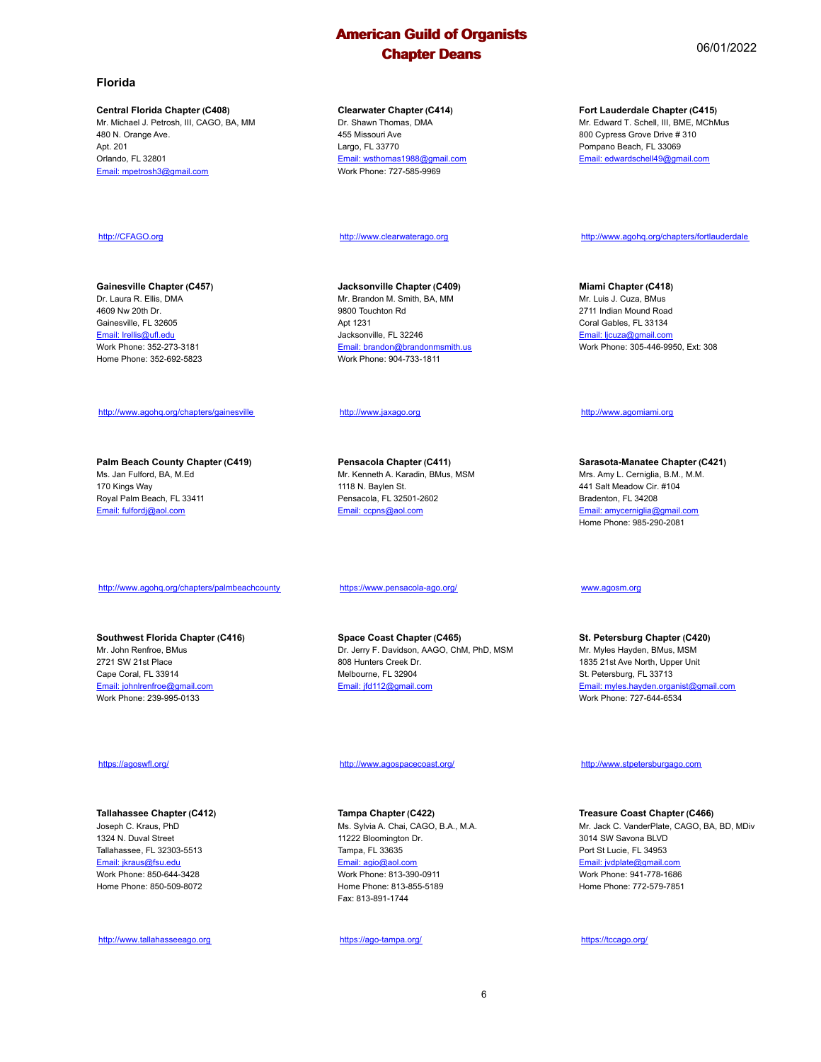# American Guild of Organists
## Chapter Deans

06/01/2022

### Florida

**Central Florida Chapter (C408)**
Mr. Michael J. Petrosh, III, CAGO, BA, MM
480 N. Orange Ave.
Apt. 201
Orlando, FL 32801
Email: mpetrosh3@gmail.com

http://CFAGO.org

**Clearwater Chapter (C414)**
Dr. Shawn Thomas, DMA
455 Missouri Ave
Largo, FL 33770
Email: wsthomas1988@gmail.com
Work Phone: 727-585-9969

http://www.clearwaterago.org

**Fort Lauderdale Chapter (C415)**
Mr. Edward T. Schell, III, BME, MChMus
800 Cypress Grove Drive # 310
Pompano Beach, FL 33069
Email: edwardschell49@gmail.com

http://www.agohq.org/chapters/fortlauderdale

**Gainesville Chapter (C457)**
Dr. Laura R. Ellis, DMA
4609 Nw 20th Dr.
Gainesville, FL 32605
Email: lrellis@ufl.edu
Work Phone: 352-273-3181
Home Phone: 352-692-5823

http://www.agohq.org/chapters/gainesville

**Jacksonville Chapter (C409)**
Mr. Brandon M. Smith, BA, MM
9800 Touchton Rd
Apt 1231
Jacksonville, FL 32246
Email: brandon@brandonmsmith.us
Work Phone: 904-733-1811

http://www.jaxago.org

**Miami Chapter (C418)**
Mr. Luis J. Cuza, BMus
2711 Indian Mound Road
Coral Gables, FL 33134
Email: ljcuza@gmail.com
Work Phone: 305-446-9950, Ext: 308

http://www.agomiami.org

**Palm Beach County Chapter (C419)**
Ms. Jan Fulford, BA, M.Ed
170 Kings Way
Royal Palm Beach, FL 33411
Email: fulfordj@aol.com

http://www.agohq.org/chapters/palmbeachcounty

**Pensacola Chapter (C411)**
Mr. Kenneth A. Karadin, BMus, MSM
1118 N. Baylen St.
Pensacola, FL 32501-2602
Email: ccpns@aol.com

https://www.pensacola-ago.org/

**Sarasota-Manatee Chapter (C421)**
Mrs. Amy L. Cerniglia, B.M., M.M.
441 Salt Meadow Cir. #104
Bradenton, FL 34208
Email: amycerniglia@gmail.com
Home Phone: 985-290-2081

www.agosm.org

**Southwest Florida Chapter (C416)**
Mr. John Renfroe, BMus
2721 SW 21st Place
Cape Coral, FL 33914
Email: johnlrenfroe@gmail.com
Work Phone: 239-995-0133

https://agoswfl.org/

**Space Coast Chapter (C465)**
Dr. Jerry F. Davidson, AAGO, ChM, PhD, MSM
808 Hunters Creek Dr.
Melbourne, FL 32904
Email: jfd112@gmail.com

http://www.agospacecoast.org/

**St. Petersburg Chapter (C420)**
Mr. Myles Hayden, BMus, MSM
1835 21st Ave North, Upper Unit
St. Petersburg, FL 33713
Email: myles.hayden.organist@gmail.com
Work Phone: 727-644-6534

http://www.stpetersburgago.com

**Tallahassee Chapter (C412)**
Joseph C. Kraus, PhD
1324 N. Duval Street
Tallahassee, FL 32303-5513
Email: jkraus@fsu.edu
Work Phone: 850-644-3428
Home Phone: 850-509-8072

http://www.tallahasseeago.org

**Tampa Chapter (C422)**
Ms. Sylvia A. Chai, CAGO, B.A., M.A.
11222 Bloomington Dr.
Tampa, FL 33635
Email: agio@aol.com
Work Phone: 813-390-0911
Home Phone: 813-855-5189
Fax: 813-891-1744

https://ago-tampa.org/

**Treasure Coast Chapter (C466)**
Mr. Jack C. VanderPlate, CAGO, BA, BD, MDiv
3014 SW Savona BLVD
Port St Lucie, FL 34953
Email: jvdplate@gmail.com
Work Phone: 941-778-1686
Home Phone: 772-579-7851

https://tccago.org/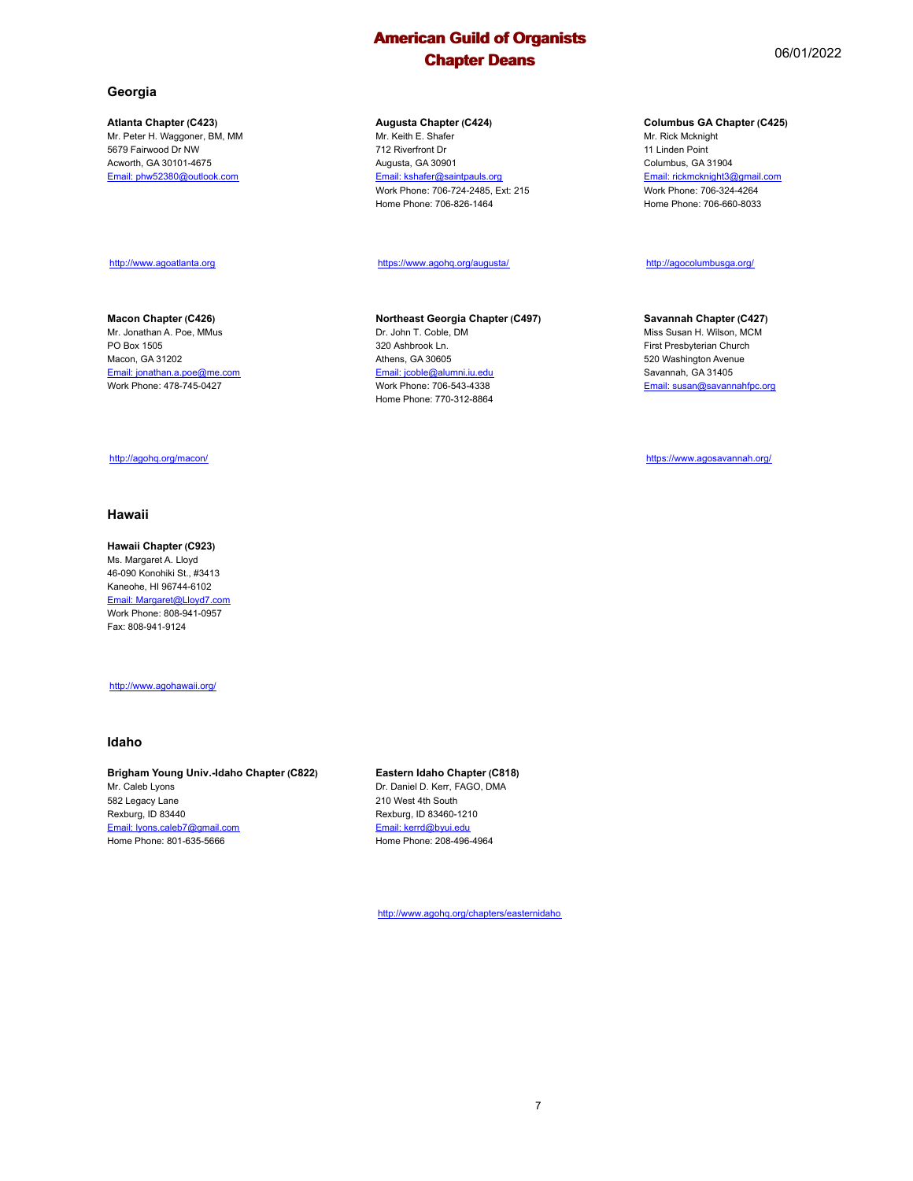## Georgia

**Atlanta Chapter (C423)**
Mr. Peter H. Waggoner, BM, MM
5679 Fairwood Dr NW
Acworth, GA 30101-4675
Email: phw52380@outlook.com

http://www.agoatlanta.org

**Augusta Chapter (C424)**
Mr. Keith E. Shafer
712 Riverfront Dr
Augusta, GA 30901
Email: kshafer@saintpauls.org
Work Phone: 706-724-2485, Ext: 215
Home Phone: 706-826-1464

https://www.agohq.org/augusta/

**Columbus GA Chapter (C425)**
Mr. Rick Mcknight
11 Linden Point
Columbus, GA 31904
Email: rickmcknight3@gmail.com
Work Phone: 706-324-4264
Home Phone: 706-660-8033

http://agocolumbusga.org/

**Macon Chapter (C426)**
Mr. Jonathan A. Poe, MMus
PO Box 1505
Macon, GA 31202
Email: jonathan.a.poe@me.com
Work Phone: 478-745-0427

http://agohq.org/macon/

**Northeast Georgia Chapter (C497)**
Dr. John T. Coble, DM
320 Ashbrook Ln.
Athens, GA 30605
Email: jcoble@alumni.iu.edu
Work Phone: 706-543-4338
Home Phone: 770-312-8864

**Savannah Chapter (C427)**
Miss Susan H. Wilson, MCM
First Presbyterian Church
520 Washington Avenue
Savannah, GA 31405
Email: susan@savannahfpc.org

https://www.agosavannah.org/

## Hawaii

**Hawaii Chapter (C923)**
Ms. Margaret A. Lloyd
46-090 Konohiki St., #3413
Kaneohe, HI 96744-6102
Email: Margaret@Lloyd7.com
Work Phone: 808-941-0957
Fax: 808-941-9124

http://www.agohawaii.org/

## Idaho

**Brigham Young Univ.-Idaho Chapter (C822)**
Mr. Caleb Lyons
582 Legacy Lane
Rexburg, ID 83440
Email: lyons.caleb7@gmail.com
Home Phone: 801-635-5666

**Eastern Idaho Chapter (C818)**
Dr. Daniel D. Kerr, FAGO, DMA
210 West 4th South
Rexburg, ID 83460-1210
Email: kerrd@byui.edu
Home Phone: 208-496-4964

http://www.agohq.org/chapters/easternidaho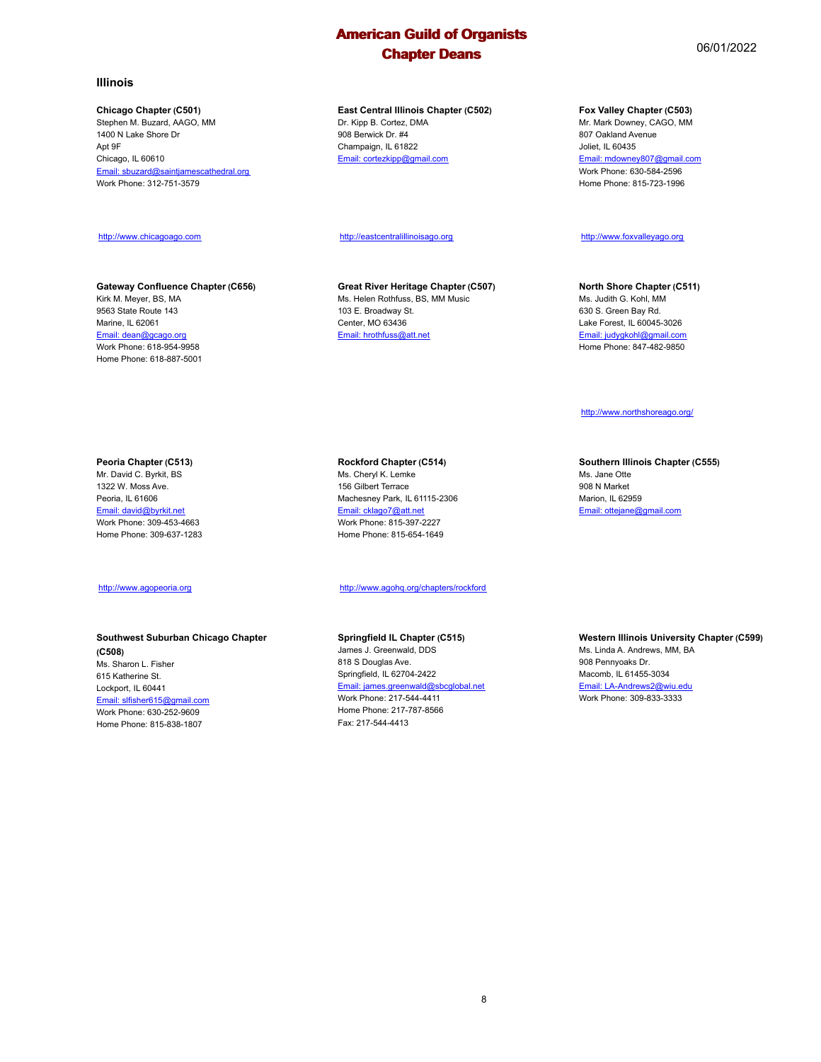# American Guild of Organists
# Chapter Deans

06/01/2022

## Illinois

**Chicago Chapter (C501)**
Stephen M. Buzard, AAGO, MM
1400 N Lake Shore Dr
Apt 9F
Chicago, IL 60610
Email: sbuzard@saintjamescathedral.org
Work Phone: 312-751-3579

http://www.chicagoago.com

**East Central Illinois Chapter (C502)**
Dr. Kipp B. Cortez, DMA
908 Berwick Dr. #4
Champaign, IL 61822
Email: cortezkipp@gmail.com

http://eastcentralillinoisago.org

**Fox Valley Chapter (C503)**
Mr. Mark Downey, CAGO, MM
807 Oakland Avenue
Joliet, IL 60435
Email: mdowney807@gmail.com
Work Phone: 630-584-2596
Home Phone: 815-723-1996

http://www.foxvalleyago.org

**Gateway Confluence Chapter (C656)**
Kirk M. Meyer, BS, MA
9563 State Route 143
Marine, IL 62061
Email: dean@gcago.org
Work Phone: 618-954-9958
Home Phone: 618-887-5001

**Great River Heritage Chapter (C507)**
Ms. Helen Rothfuss, BS, MM Music
103 E. Broadway St.
Center, MO 63436
Email: hrothfuss@att.net

**North Shore Chapter (C511)**
Ms. Judith G. Kohl, MM
630 S. Green Bay Rd.
Lake Forest, IL 60045-3026
Email: judygkohl@gmail.com
Home Phone: 847-482-9850

http://www.northshoreago.org/

**Peoria Chapter (C513)**
Mr. David C. Byrkit, BS
1322 W. Moss Ave.
Peoria, IL 61606
Email: david@byrkit.net
Work Phone: 309-453-4663
Home Phone: 309-637-1283

http://www.agopeoria.org

**Rockford Chapter (C514)**
Ms. Cheryl K. Lemke
156 Gilbert Terrace
Machesney Park, IL 61115-2306
Email: cklago7@att.net
Work Phone: 815-397-2227
Home Phone: 815-654-1649

http://www.agohq.org/chapters/rockford

**Southern Illinois Chapter (C555)**
Ms. Jane Otte
908 N Market
Marion, IL 62959
Email: ottejane@gmail.com

**Southwest Suburban Chicago Chapter (C508)**
Ms. Sharon L. Fisher
615 Katherine St.
Lockport, IL 60441
Email: slfisher615@gmail.com
Work Phone: 630-252-9609
Home Phone: 815-838-1807

**Springfield IL Chapter (C515)**
James J. Greenwald, DDS
818 S Douglas Ave.
Springfield, IL 62704-2422
Email: james.greenwald@sbcglobal.net
Work Phone: 217-544-4411
Home Phone: 217-787-8566
Fax: 217-544-4413

**Western Illinois University Chapter (C599)**
Ms. Linda A. Andrews, MM, BA
908 Pennyoaks Dr.
Macomb, IL 61455-3034
Email: LA-Andrews2@wiu.edu
Work Phone: 309-833-3333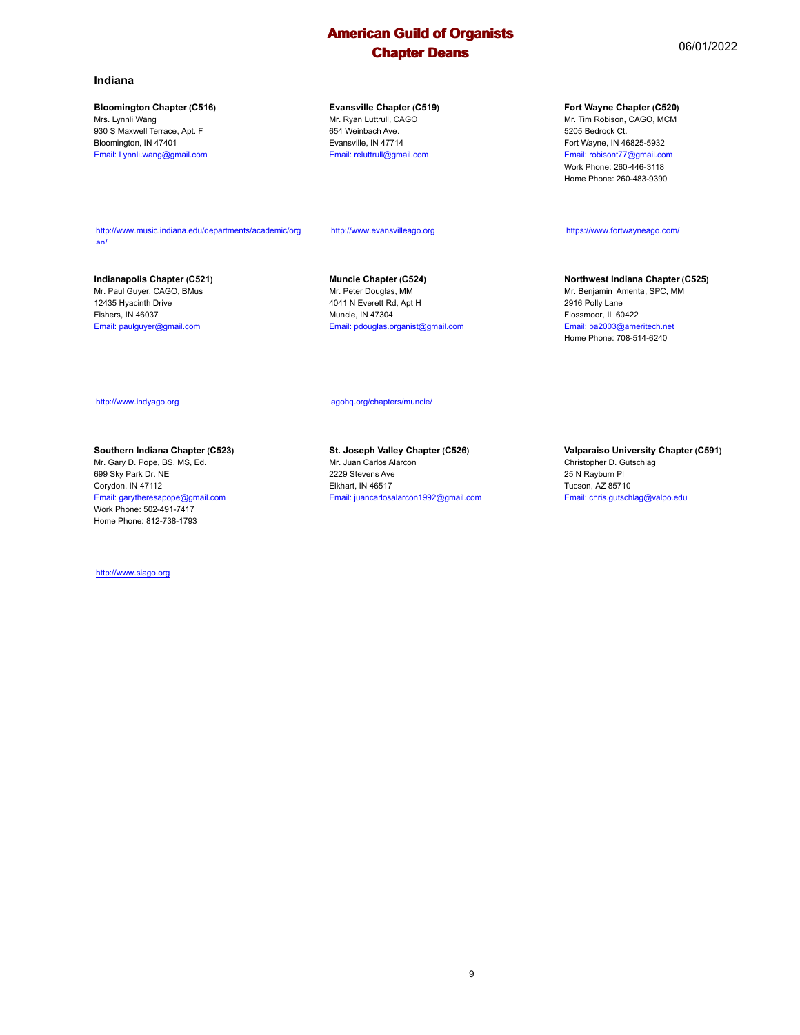# American Guild of Organists
# Chapter Deans

06/01/2022

## Indiana

**Bloomington Chapter (C516)**
Mrs. Lynnli Wang
930 S Maxwell Terrace, Apt. F
Bloomington, IN 47401
Email: Lynnli.wang@gmail.com

http://www.music.indiana.edu/departments/academic/organ/

**Evansville Chapter (C519)**
Mr. Ryan Luttrull, CAGO
654 Weinbach Ave.
Evansville, IN 47714
Email: reluttrull@gmail.com

http://www.evansvilleago.org

**Fort Wayne Chapter (C520)**
Mr. Tim Robison, CAGO, MCM
5205 Bedrock Ct.
Fort Wayne, IN 46825-5932
Email: robisont77@gmail.com
Work Phone: 260-446-3118
Home Phone: 260-483-9390

https://www.fortwayneago.com/

**Indianapolis Chapter (C521)**
Mr. Paul Guyer, CAGO, BMus
12435 Hyacinth Drive
Fishers, IN 46037
Email: paulguyer@gmail.com

http://www.indyago.org

**Muncie Chapter (C524)**
Mr. Peter Douglas, MM
4041 N Everett Rd, Apt H
Muncie, IN 47304
Email: pdouglas.organist@gmail.com

agohq.org/chapters/muncie/

**Northwest Indiana Chapter (C525)**
Mr. Benjamin Amenta, SPC, MM
2916 Polly Lane
Flossmoor, IL 60422
Email: ba2003@ameritech.net
Home Phone: 708-514-6240

**Southern Indiana Chapter (C523)**
Mr. Gary D. Pope, BS, MS, Ed.
699 Sky Park Dr. NE
Corydon, IN 47112
Email: garytheresapope@gmail.com
Work Phone: 502-491-7417
Home Phone: 812-738-1793

http://www.siago.org

**St. Joseph Valley Chapter (C526)**
Mr. Juan Carlos Alarcon
2229 Stevens Ave
Elkhart, IN 46517
Email: juancarlosalarcon1992@gmail.com

**Valparaiso University Chapter (C591)**
Christopher D. Gutschlag
25 N Rayburn Pl
Tucson, AZ 85710
Email: chris.gutschlag@valpo.edu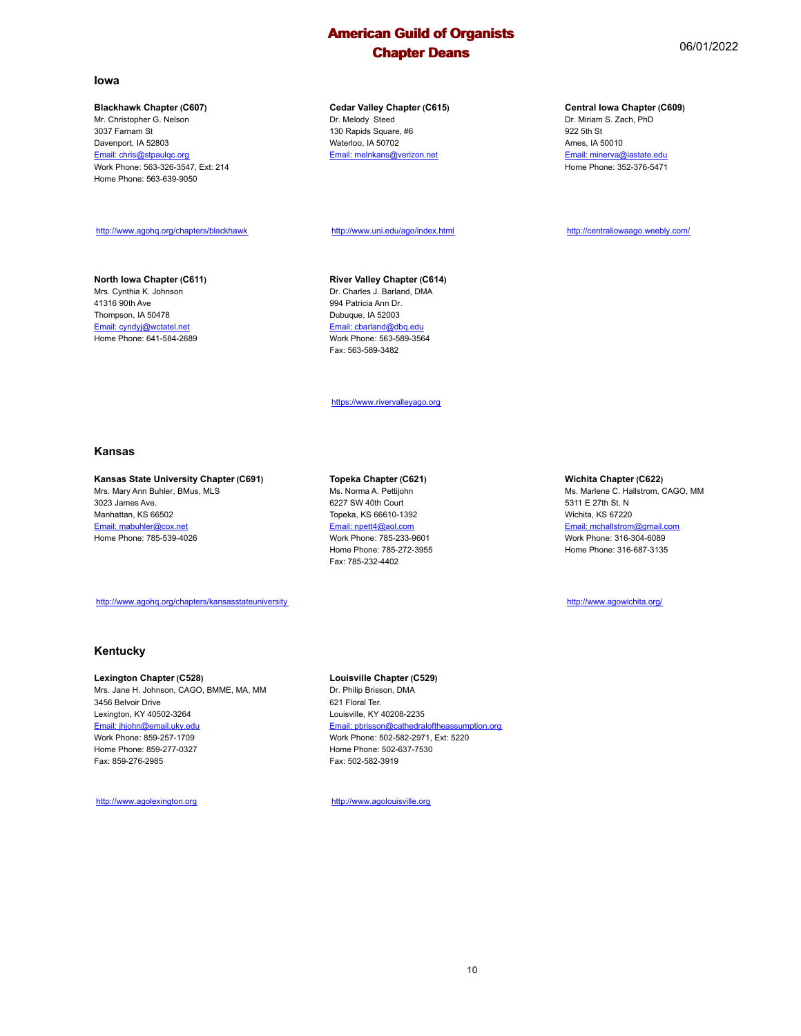# American Guild of Organists
# Chapter Deans

06/01/2022

## Iowa

**Blackhawk Chapter (C607)**
Mr. Christopher G. Nelson
3037 Farnam St
Davenport, IA 52803
Email: chris@stpaulqc.org
Work Phone: 563-326-3547, Ext: 214
Home Phone: 563-639-9050

http://www.agohq.org/chapters/blackhawk

**Cedar Valley Chapter (C615)**
Dr. Melody Steed
130 Rapids Square, #6
Waterloo, IA 50702
Email: melnkans@verizon.net

http://www.uni.edu/ago/index.html

**Central Iowa Chapter (C609)**
Dr. Miriam S. Zach, PhD
922 5th St
Ames, IA 50010
Email: minerva@iastate.edu
Home Phone: 352-376-5471

http://centraliowaago.weebly.com/

**North Iowa Chapter (C611)**
Mrs. Cynthia K. Johnson
41316 90th Ave
Thompson, IA 50478
Email: cyndyj@wctatel.net
Home Phone: 641-584-2689

**River Valley Chapter (C614)**
Dr. Charles J. Barland, DMA
994 Patricia Ann Dr.
Dubuque, IA 52003
Email: cbarland@dbq.edu
Work Phone: 563-589-3564
Fax: 563-589-3482

https://www.rivervalleyago.org

## Kansas

**Kansas State University Chapter (C691)**
Mrs. Mary Ann Buhler, BMus, MLS
3023 James Ave.
Manhattan, KS 66502
Email: mabuhler@cox.net
Home Phone: 785-539-4026

http://www.agohq.org/chapters/kansasstateuniversity

**Topeka Chapter (C621)**
Ms. Norma A. Pettijohn
6227 SW 40th Court
Topeka, KS 66610-1392
Email: npett4@aol.com
Work Phone: 785-233-9601
Home Phone: 785-272-3955
Fax: 785-232-4402

**Wichita Chapter (C622)**
Ms. Marlene C. Hallstrom, CAGO, MM
5311 E 27th St. N
Wichita, KS 67220
Email: mchallstrom@gmail.com
Work Phone: 316-304-6089
Home Phone: 316-687-3135

http://www.agowichita.org/

## Kentucky

**Lexington Chapter (C528)**
Mrs. Jane H. Johnson, CAGO, BMME, MA, MM
3456 Belvoir Drive
Lexington, KY 40502-3264
Email: jhjohn@email.uky.edu
Work Phone: 859-257-1709
Home Phone: 859-277-0327
Fax: 859-276-2985

http://www.agolexington.org

**Louisville Chapter (C529)**
Dr. Philip Brisson, DMA
621 Floral Ter.
Louisville, KY 40208-2235
Email: pbrisson@cathedraloftheassumption.org
Work Phone: 502-582-2971, Ext: 5220
Home Phone: 502-637-7530
Fax: 502-582-3919

http://www.agolouisville.org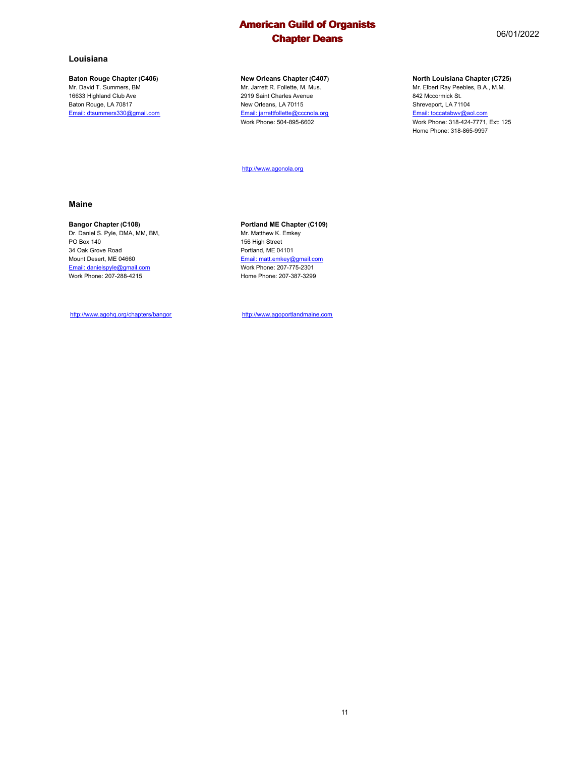## Louisiana

**Baton Rouge Chapter (C406)**
Mr. David T. Summers, BM
16633 Highland Club Ave
Baton Rouge, LA 70817
Email: dtsummers330@gmail.com

**New Orleans Chapter (C407)**
Mr. Jarrett R. Follette, M. Mus.
2919 Saint Charles Avenue
New Orleans, LA 70115
Email: jarrettfollette@cccnola.org
Work Phone: 504-895-6602

http://www.agonola.org

**North Louisiana Chapter (C725)**
Mr. Elbert Ray Peebles, B.A., M.M.
842 Mccormick St.
Shreveport, LA 71104
Email: toccatabwv@aol.com
Work Phone: 318-424-7771, Ext: 125
Home Phone: 318-865-9997

## Maine

**Bangor Chapter (C108)**
Dr. Daniel S. Pyle, DMA, MM, BM,
PO Box 140
34 Oak Grove Road
Mount Desert, ME 04660
Email: danielspyle@gmail.com
Work Phone: 207-288-4215

http://www.agohq.org/chapters/bangor

**Portland ME Chapter (C109)**
Mr. Matthew K. Emkey
156 High Street
Portland, ME 04101
Email: matt.emkey@gmail.com
Work Phone: 207-775-2301
Home Phone: 207-387-3299

http://www.agoportlandmaine.com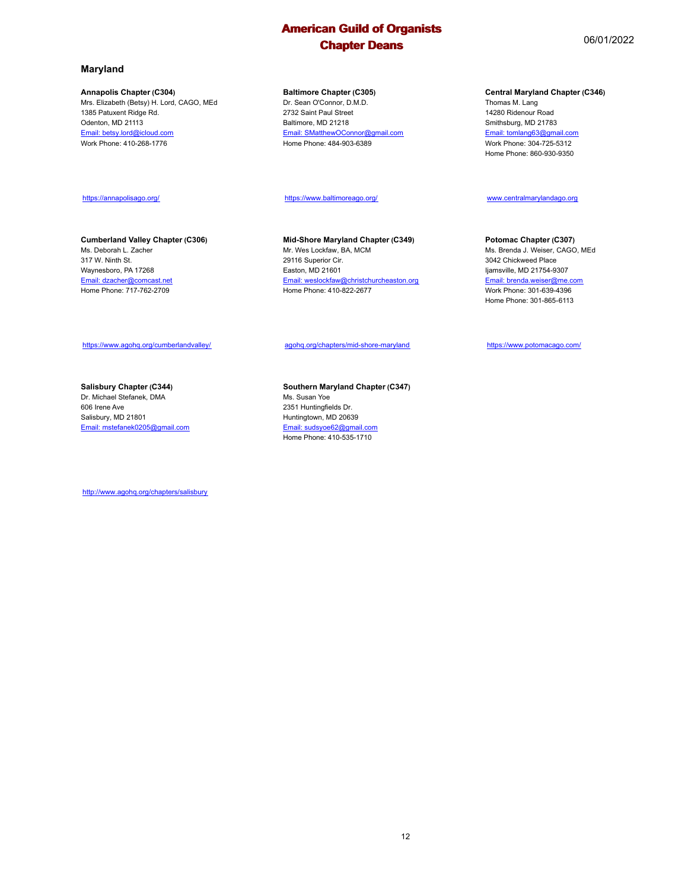# American Guild of Organists
## Chapter Deans

06/01/2022

### Maryland

**Annapolis Chapter (C304)**
Mrs. Elizabeth (Betsy) H. Lord, CAGO, MEd
1385 Patuxent Ridge Rd.
Odenton, MD 21113
Email: betsy.lord@icloud.com
Work Phone: 410-268-1776

https://annapolisago.org/

**Baltimore Chapter (C305)**
Dr. Sean O'Connor, D.M.D.
2732 Saint Paul Street
Baltimore, MD 21218
Email: SMatthewOConnor@gmail.com
Home Phone: 484-903-6389

https://www.baltimoreago.org/

**Central Maryland Chapter (C346)**
Thomas M. Lang
14280 Ridenour Road
Smithsburg, MD 21783
Email: tomlang63@gmail.com
Work Phone: 304-725-5312
Home Phone: 860-930-9350

www.centralmarylandago.org

**Cumberland Valley Chapter (C306)**
Ms. Deborah L. Zacher
317 W. Ninth St.
Waynesboro, PA 17268
Email: dzacher@comcast.net
Home Phone: 717-762-2709

https://www.agohq.org/cumberlandvalley/

**Mid-Shore Maryland Chapter (C349)**
Mr. Wes Lockfaw, BA, MCM
29116 Superior Cir.
Easton, MD 21601
Email: weslockfaw@christchurcheaston.org
Home Phone: 410-822-2677

agohq.org/chapters/mid-shore-maryland

**Potomac Chapter (C307)**
Ms. Brenda J. Weiser, CAGO, MEd
3042 Chickweed Place
Ijamsville, MD 21754-9307
Email: brenda.weiser@me.com
Work Phone: 301-639-4396
Home Phone: 301-865-6113

https://www.potomacago.com/

**Salisbury Chapter (C344)**
Dr. Michael Stefanek, DMA
606 Irene Ave
Salisbury, MD 21801
Email: mstefanek0205@gmail.com

http://www.agohq.org/chapters/salisbury

**Southern Maryland Chapter (C347)**
Ms. Susan Yoe
2351 Huntingfields Dr.
Huntingtown, MD 20639
Email: sudsyoe62@gmail.com
Home Phone: 410-535-1710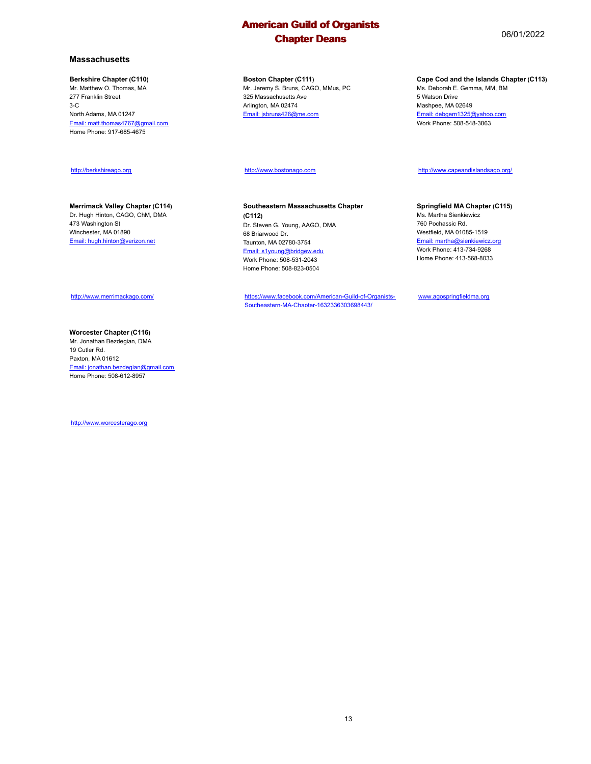# American Guild of Organists
# Chapter Deans

06/01/2022

## Massachusetts

**Berkshire Chapter (C110)**
Mr. Matthew O. Thomas, MA
277 Franklin Street
3-C
North Adams, MA 01247
Email: matt.thomas4767@gmail.com
Home Phone: 917-685-4675

http://berkshireago.org

**Boston Chapter (C111)**
Mr. Jeremy S. Bruns, CAGO, MMus, PC
325 Massachusetts Ave
Arlington, MA 02474
Email: jsbruns426@me.com

http://www.bostonago.com

**Cape Cod and the Islands Chapter (C113)**
Ms. Deborah E. Gemma, MM, BM
5 Watson Drive
Mashpee, MA 02649
Email: debgem1325@yahoo.com
Work Phone: 508-548-3863

http://www.capeandislandsago.org/

**Merrimack Valley Chapter (C114)**
Dr. Hugh Hinton, CAGO, ChM, DMA
473 Washington St
Winchester, MA 01890
Email: hugh.hinton@verizon.net

http://www.merrimackago.com/

**Southeastern Massachusetts Chapter (C112)**
Dr. Steven G. Young, AAGO, DMA
68 Briarwood Dr.
Taunton, MA 02780-3754
Email: s1young@bridgew.edu
Work Phone: 508-531-2043
Home Phone: 508-823-0504

https://www.facebook.com/American-Guild-of-Organists-Southeastern-MA-Chapter-1632336303698443/

**Springfield MA Chapter (C115)**
Ms. Martha Sienkiewicz
760 Pochassic Rd.
Westfield, MA 01085-1519
Email: martha@sienkiewicz.org
Work Phone: 413-734-9268
Home Phone: 413-568-8033

www.agospringfieldma.org

**Worcester Chapter (C116)**
Mr. Jonathan Bezdegian, DMA
19 Cutler Rd.
Paxton, MA 01612
Email: jonathan.bezdegian@gmail.com
Home Phone: 508-612-8957

http://www.worcesterago.org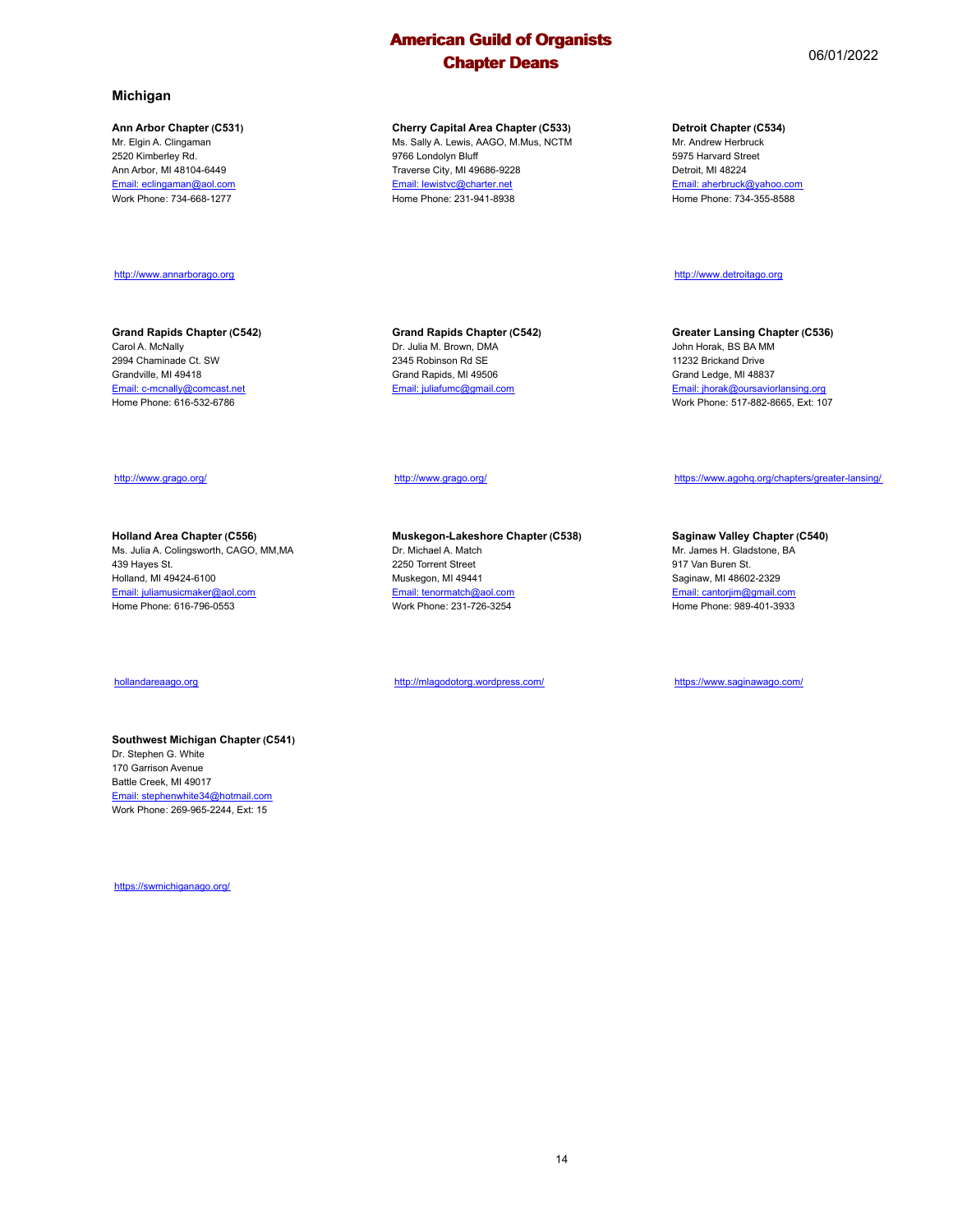# American Guild of Organists
# Chapter Deans

06/01/2022

## Michigan

**Ann Arbor Chapter (C531)**
Mr. Elgin A. Clingaman
2520 Kimberley Rd.
Ann Arbor, MI 48104-6449
Email: eclingaman@aol.com
Work Phone: 734-668-1277

http://www.annarborago.org

**Cherry Capital Area Chapter (C533)**
Ms. Sally A. Lewis, AAGO, M.Mus, NCTM
9766 Londolyn Bluff
Traverse City, MI 49686-9228
Email: lewistvc@charter.net
Home Phone: 231-941-8938

**Detroit Chapter (C534)**
Mr. Andrew Herbruck
5975 Harvard Street
Detroit, MI 48224
Email: aherbruck@yahoo.com
Home Phone: 734-355-8588

http://www.detroitago.org

**Grand Rapids Chapter (C542)**
Carol A. McNally
2994 Chaminade Ct. SW
Grandville, MI 49418
Email: c-mcnally@comcast.net
Home Phone: 616-532-6786

http://www.grago.org/

**Grand Rapids Chapter (C542)**
Dr. Julia M. Brown, DMA
2345 Robinson Rd SE
Grand Rapids, MI 49506
Email: juliafumc@gmail.com

http://www.grago.org/

**Greater Lansing Chapter (C536)**
John Horak, BS BA MM
11232 Brickand Drive
Grand Ledge, MI 48837
Email: jhorak@oursaviorlansing.org
Work Phone: 517-882-8665, Ext: 107

https://www.agohq.org/chapters/greater-lansing/

**Holland Area Chapter (C556)**
Ms. Julia A. Colingsworth, CAGO, MM,MA
439 Hayes St.
Holland, MI 49424-6100
Email: juliamusicmaker@aol.com
Home Phone: 616-796-0553

hollandareaago.org

**Muskegon-Lakeshore Chapter (C538)**
Dr. Michael A. Match
2250 Torrent Street
Muskegon, MI 49441
Email: tenormatch@aol.com
Work Phone: 231-726-3254

http://mlagodotorg.wordpress.com/

**Saginaw Valley Chapter (C540)**
Mr. James H. Gladstone, BA
917 Van Buren St.
Saginaw, MI 48602-2329
Email: cantorjim@gmail.com
Home Phone: 989-401-3933

https://www.saginawago.com/

**Southwest Michigan Chapter (C541)**
Dr. Stephen G. White
170 Garrison Avenue
Battle Creek, MI 49017
Email: stephenwhite34@hotmail.com
Work Phone: 269-965-2244, Ext: 15

https://swmichiganago.org/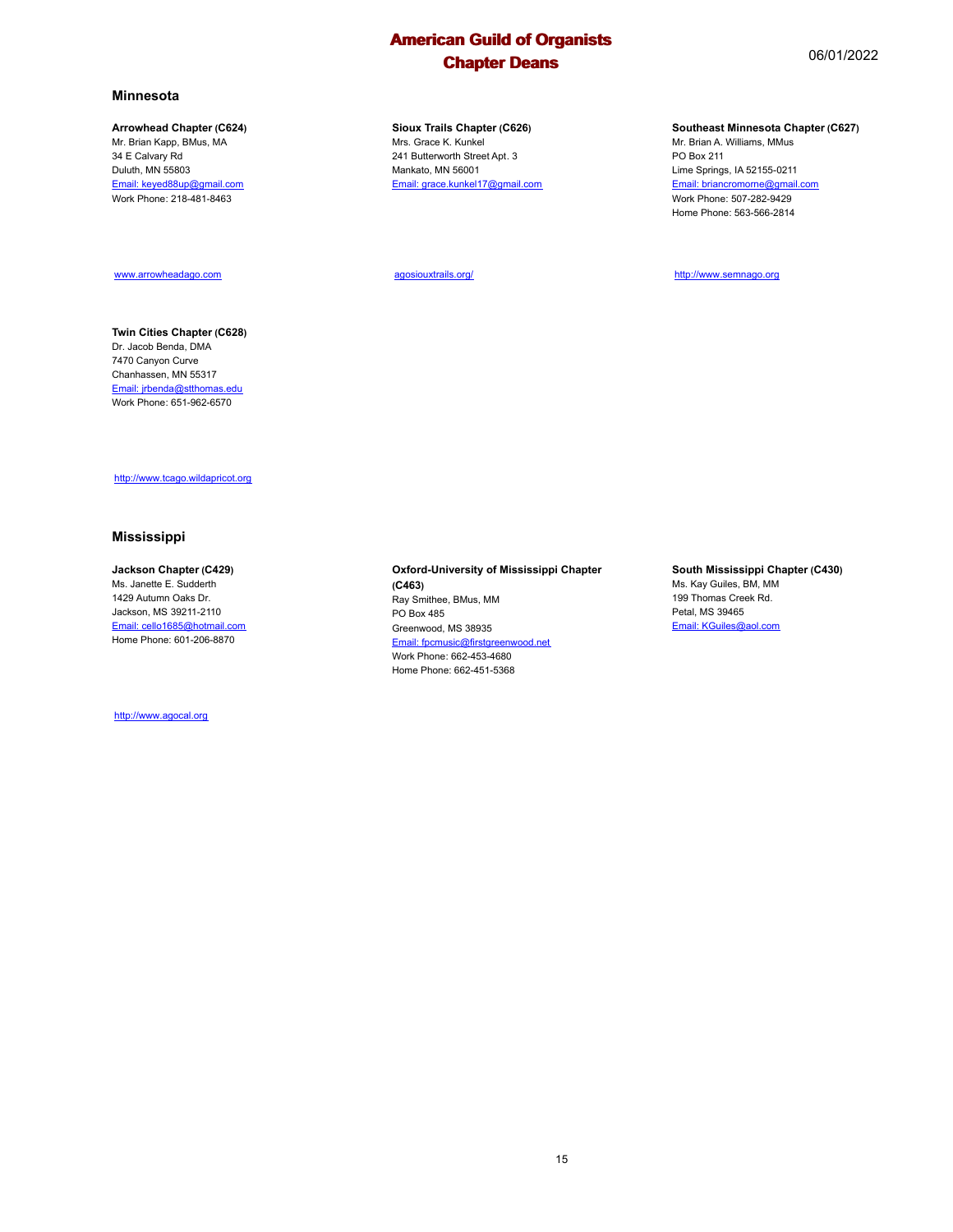## Minnesota

**Arrowhead Chapter (C624)**
Mr. Brian Kapp, BMus, MA
34 E Calvary Rd
Duluth, MN 55803
Email: keyed88up@gmail.com
Work Phone: 218-481-8463

www.arrowheadago.com

**Sioux Trails Chapter (C626)**
Mrs. Grace K. Kunkel
241 Butterworth Street Apt. 3
Mankato, MN 56001
Email: grace.kunkel17@gmail.com

agosiouxtrails.org/

**Southeast Minnesota Chapter (C627)**
Mr. Brian A. Williams, MMus
PO Box 211
Lime Springs, IA 52155-0211
Email: briancromorne@gmail.com
Work Phone: 507-282-9429
Home Phone: 563-566-2814

http://www.semnago.org

**Twin Cities Chapter (C628)**
Dr. Jacob Benda, DMA
7470 Canyon Curve
Chanhassen, MN 55317
Email: jrbenda@stthomas.edu
Work Phone: 651-962-6570

http://www.tcago.wildapricot.org

## Mississippi

**Jackson Chapter (C429)**
Ms. Janette E. Sudderth
1429 Autumn Oaks Dr.
Jackson, MS 39211-2110
Email: cello1685@hotmail.com
Home Phone: 601-206-8870

http://www.agocal.org

**Oxford-University of Mississippi Chapter (C463)**
Ray Smithee, BMus, MM
PO Box 485
Greenwood, MS 38935
Email: fpcmusic@firstgreenwood.net
Work Phone: 662-453-4680
Home Phone: 662-451-5368

**South Mississippi Chapter (C430)**
Ms. Kay Guiles, BM, MM
199 Thomas Creek Rd.
Petal, MS 39465
Email: KGuiles@aol.com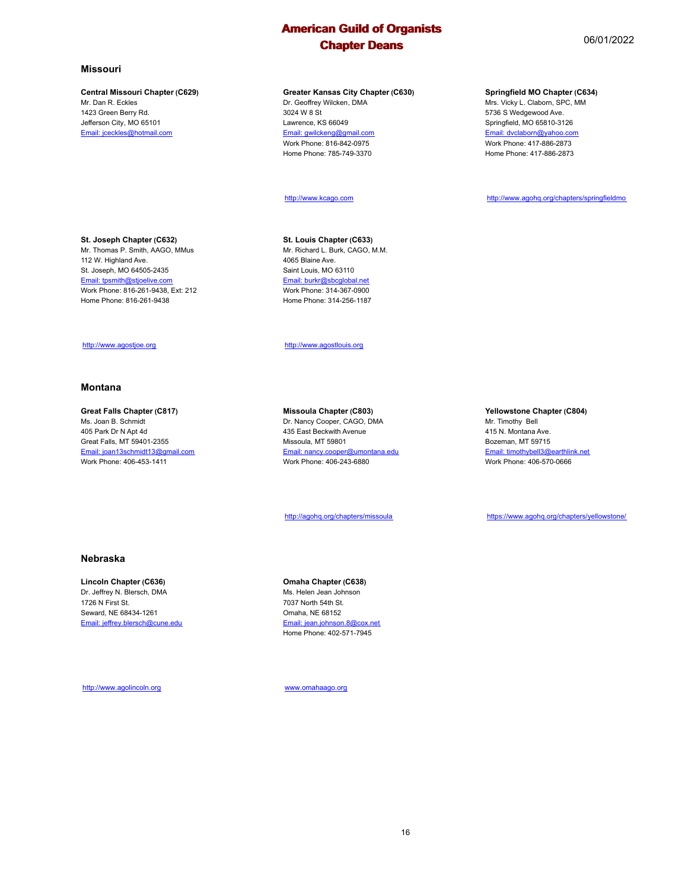# American Guild of Organists
# Chapter Deans

06/01/2022

## Missouri

**Central Missouri Chapter (C629)**
Mr. Dan R. Eckles
1423 Green Berry Rd.
Jefferson City, MO 65101
Email: jceckles@hotmail.com

**Greater Kansas City Chapter (C630)**
Dr. Geoffrey Wilcken, DMA
3024 W 8 St
Lawrence, KS 66049
Email: gwilckeng@gmail.com
Work Phone: 816-842-0975
Home Phone: 785-749-3370

http://www.kcago.com

**Springfield MO Chapter (C634)**
Mrs. Vicky L. Claborn, SPC, MM
5736 S Wedgewood Ave.
Springfield, MO 65810-3126
Email: dvclaborn@yahoo.com
Work Phone: 417-886-2873
Home Phone: 417-886-2873

http://www.agohq.org/chapters/springfieldmo

**St. Joseph Chapter (C632)**
Mr. Thomas P. Smith, AAGO, MMus
112 W. Highland Ave.
St. Joseph, MO 64505-2435
Email: tpsmith@stjoelive.com
Work Phone: 816-261-9438, Ext: 212
Home Phone: 816-261-9438

http://www.agostjoe.org

**St. Louis Chapter (C633)**
Mr. Richard L. Burk, CAGO, M.M.
4065 Blaine Ave.
Saint Louis, MO 63110
Email: burkr@sbcglobal.net
Work Phone: 314-367-0900
Home Phone: 314-256-1187

http://www.agostlouis.org

## Montana

**Great Falls Chapter (C817)**
Ms. Joan B. Schmidt
405 Park Dr N Apt 4d
Great Falls, MT 59401-2355
Email: joan13schmidt13@gmail.com
Work Phone: 406-453-1411

**Missoula Chapter (C803)**
Dr. Nancy Cooper, CAGO, DMA
435 East Beckwith Avenue
Missoula, MT 59801
Email: nancy.cooper@umontana.edu
Work Phone: 406-243-6880

http://agohq.org/chapters/missoula

**Yellowstone Chapter (C804)**
Mr. Timothy Bell
415 N. Montana Ave.
Bozeman, MT 59715
Email: timothybell3@earthlink.net
Work Phone: 406-570-0666

https://www.agohq.org/chapters/yellowstone/

## Nebraska

**Lincoln Chapter (C636)**
Dr. Jeffrey N. Blersch, DMA
1726 N First St.
Seward, NE 68434-1261
Email: jeffrey.blersch@cune.edu

http://www.agolincoln.org

**Omaha Chapter (C638)**
Ms. Helen Jean Johnson
7037 North 54th St.
Omaha, NE 68152
Email: jean.johnson.8@cox.net
Home Phone: 402-571-7945

www.omahaago.org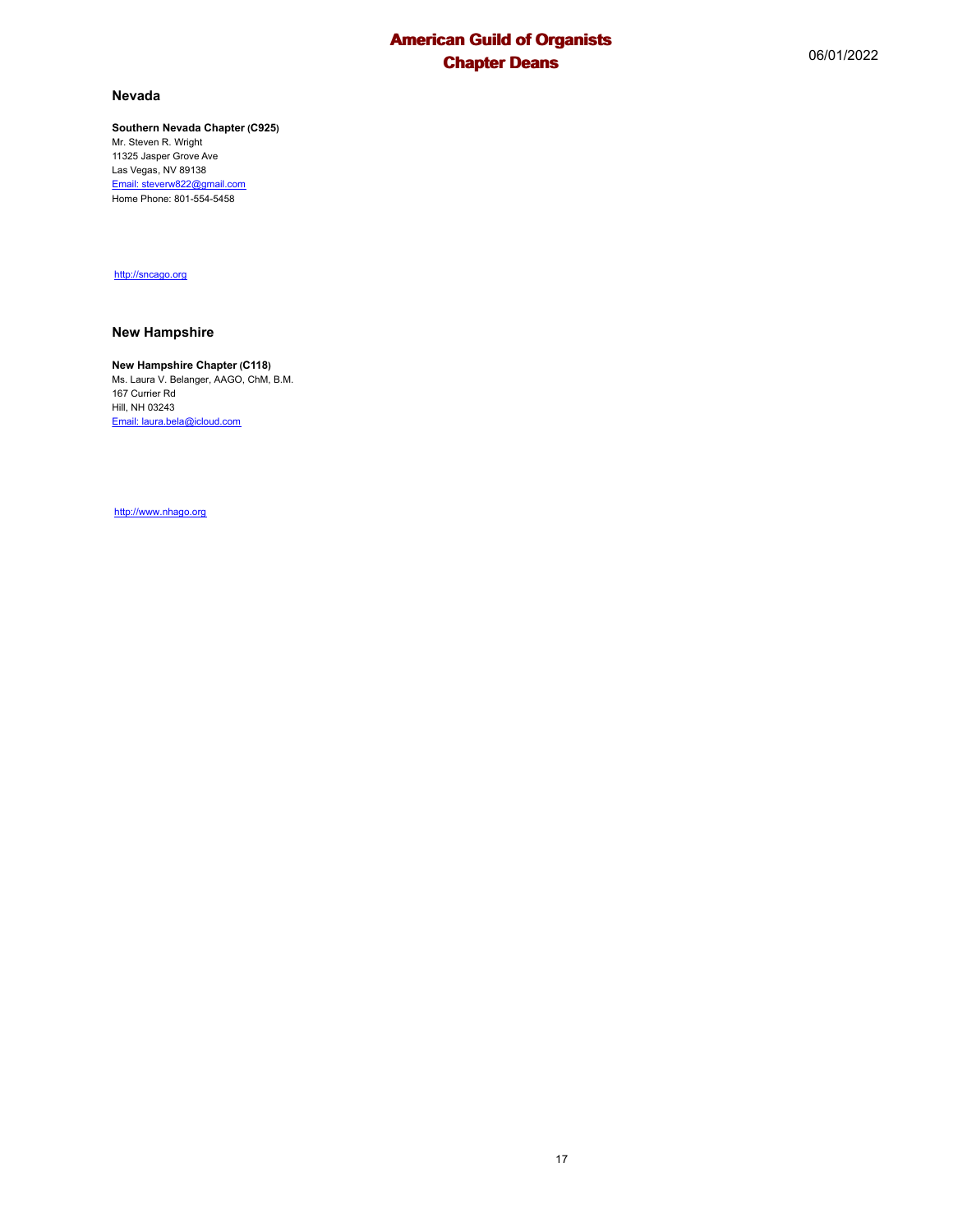## Nevada

**Southern Nevada Chapter (C925)**
Mr. Steven R. Wright
11325 Jasper Grove Ave
Las Vegas, NV 89138
Email: steverw822@gmail.com
Home Phone: 801-554-5458

http://sncago.org

## New Hampshire

**New Hampshire Chapter (C118)**
Ms. Laura V. Belanger, AAGO, ChM, B.M.
167 Currier Rd
Hill, NH 03243
Email: laura.bela@icloud.com

http://www.nhago.org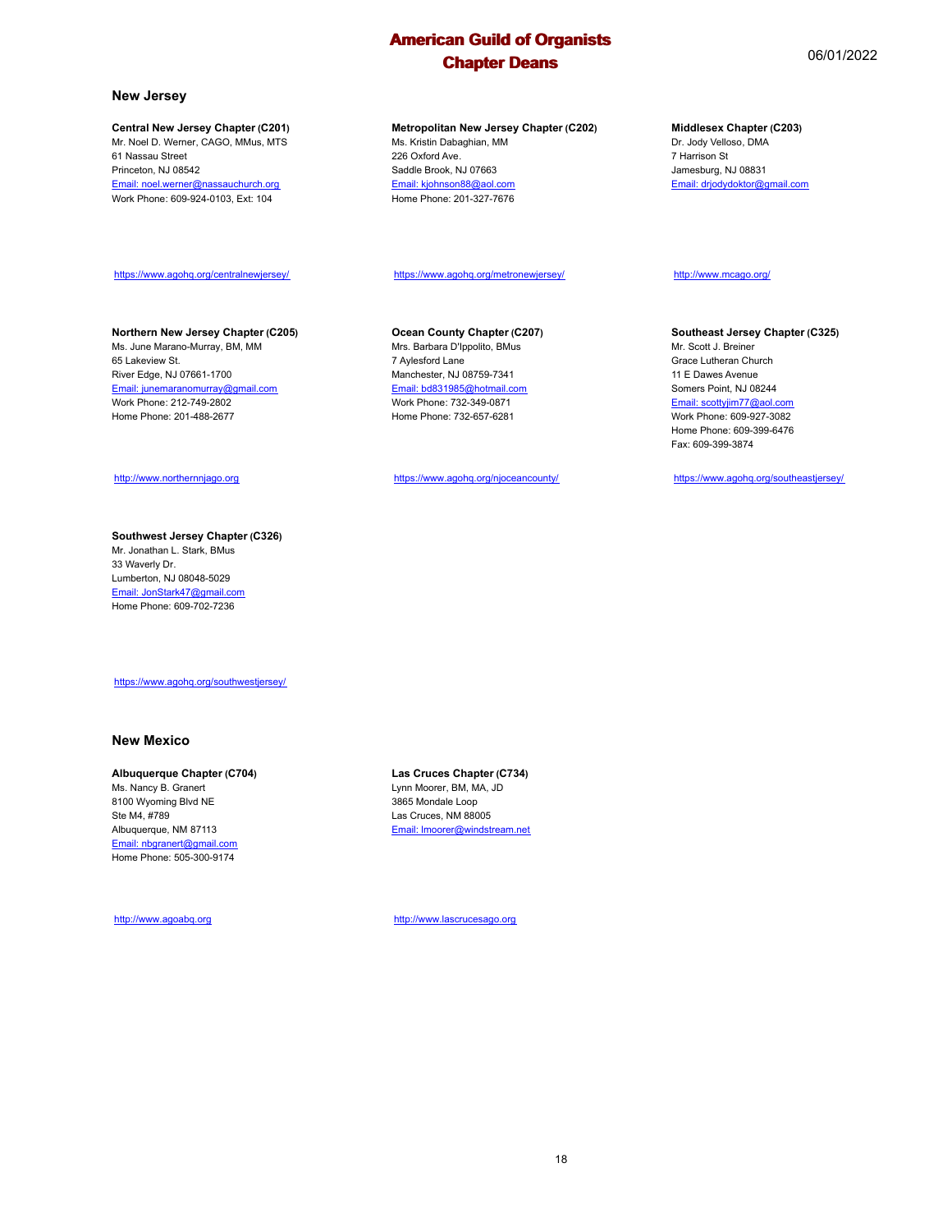# American Guild of Organists
## Chapter Deans

06/01/2022

### New Jersey

**Central New Jersey Chapter (C201)**
Mr. Noel D. Werner, CAGO, MMus, MTS
61 Nassau Street
Princeton, NJ 08542
Email: noel.werner@nassauchurch.org
Work Phone: 609-924-0103, Ext: 104

https://www.agohq.org/centralnewjersey/

**Metropolitan New Jersey Chapter (C202)**
Ms. Kristin Dabaghian, MM
226 Oxford Ave.
Saddle Brook, NJ 07663
Email: kjohnson88@aol.com
Home Phone: 201-327-7676

https://www.agohq.org/metronewjersey/

**Middlesex Chapter (C203)**
Dr. Jody Velloso, DMA
7 Harrison St
Jamesburg, NJ 08831
Email: drjodydoktor@gmail.com

http://www.mcago.org/

**Northern New Jersey Chapter (C205)**
Ms. June Marano-Murray, BM, MM
65 Lakeview St.
River Edge, NJ 07661-1700
Email: junemaranomurray@gmail.com
Work Phone: 212-749-2802
Home Phone: 201-488-2677

http://www.northernnjago.org

**Ocean County Chapter (C207)**
Mrs. Barbara D'Ippolito, BMus
7 Aylesford Lane
Manchester, NJ 08759-7341
Email: bd831985@hotmail.com
Work Phone: 732-349-0871
Home Phone: 732-657-6281

https://www.agohq.org/njoceancounty/

**Southeast Jersey Chapter (C325)**
Mr. Scott J. Breiner
Grace Lutheran Church
11 E Dawes Avenue
Somers Point, NJ 08244
Email: scottyjim77@aol.com
Work Phone: 609-927-3082
Home Phone: 609-399-6476
Fax: 609-399-3874

https://www.agohq.org/southeastjersey/

**Southwest Jersey Chapter (C326)**
Mr. Jonathan L. Stark, BMus
33 Waverly Dr.
Lumberton, NJ 08048-5029
Email: JonStark47@gmail.com
Home Phone: 609-702-7236

https://www.agohq.org/southwestjersey/

### New Mexico

**Albuquerque Chapter (C704)**
Ms. Nancy B. Granert
8100 Wyoming Blvd NE
Ste M4, #789
Albuquerque, NM 87113
Email: nbgranert@gmail.com
Home Phone: 505-300-9174

http://www.agoabq.org

**Las Cruces Chapter (C734)**
Lynn Moorer, BM, MA, JD
3865 Mondale Loop
Las Cruces, NM 88005
Email: lmoorer@windstream.net

http://www.lascrucesago.org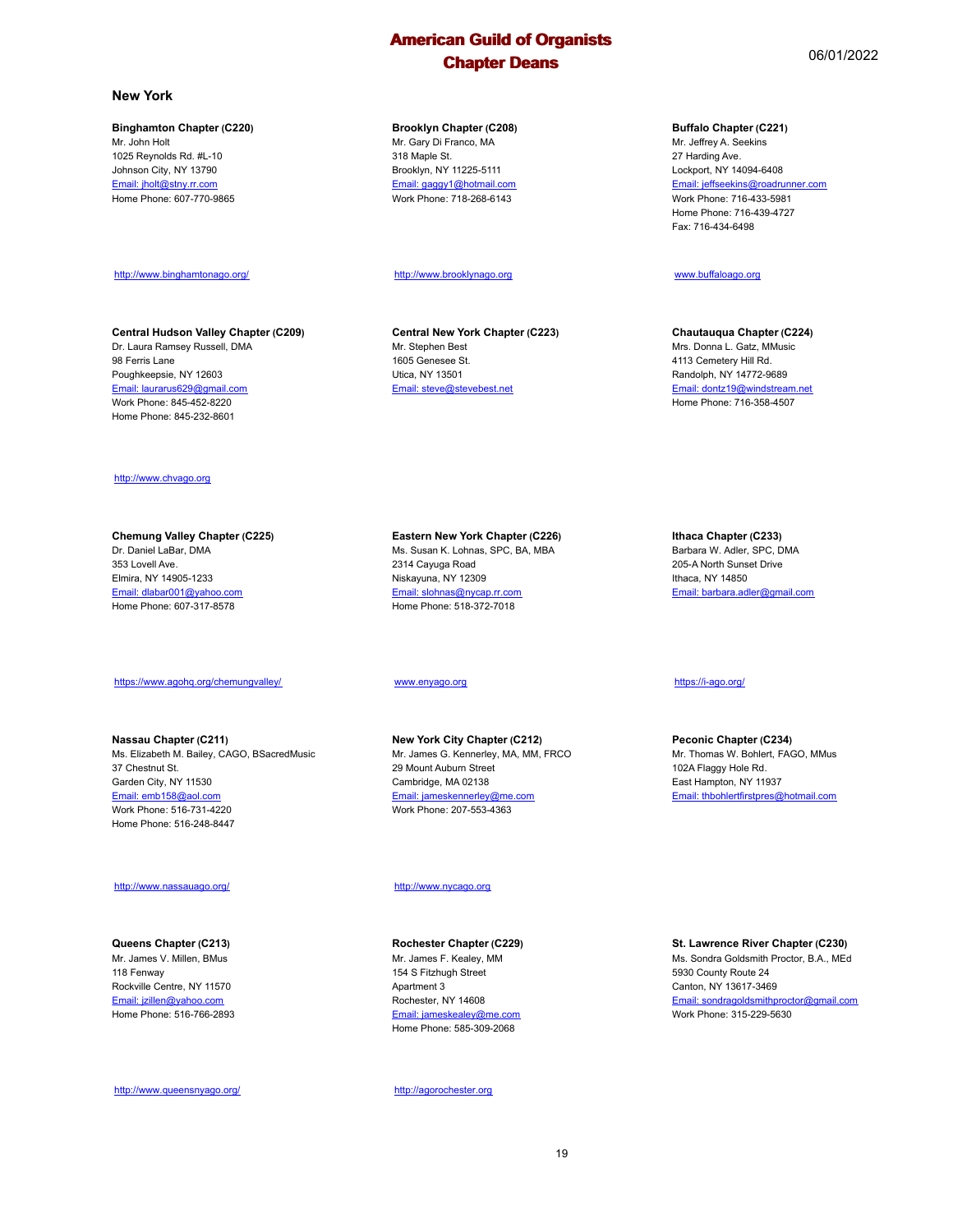# American Guild of Organists
# Chapter Deans

06/01/2022

## New York

**Binghamton Chapter (C220)**
Mr. John Holt
1025 Reynolds Rd. #L-10
Johnson City, NY 13790
Email: jholt@stny.rr.com
Home Phone: 607-770-9865

http://www.binghamtonago.org/

**Brooklyn Chapter (C208)**
Mr. Gary Di Franco, MA
318 Maple St.
Brooklyn, NY 11225-5111
Email: gaggy1@hotmail.com
Work Phone: 718-268-6143

http://www.brooklynago.org

**Buffalo Chapter (C221)**
Mr. Jeffrey A. Seekins
27 Harding Ave.
Lockport, NY 14094-6408
Email: jeffseekins@roadrunner.com
Work Phone: 716-433-5981
Home Phone: 716-439-4727
Fax: 716-434-6498

www.buffaloago.org

**Central Hudson Valley Chapter (C209)**
Dr. Laura Ramsey Russell, DMA
98 Ferris Lane
Poughkeepsie, NY 12603
Email: laurarus629@gmail.com
Work Phone: 845-452-8220
Home Phone: 845-232-8601

http://www.chvago.org

**Central New York Chapter (C223)**
Mr. Stephen Best
1605 Genesee St.
Utica, NY 13501
Email: steve@stevebest.net

**Chautauqua Chapter (C224)**
Mrs. Donna L. Gatz, MMusic
4113 Cemetery Hill Rd.
Randolph, NY 14772-9689
Email: dontz19@windstream.net
Home Phone: 716-358-4507

**Chemung Valley Chapter (C225)**
Dr. Daniel LaBar, DMA
353 Lovell Ave.
Elmira, NY 14905-1233
Email: dlabar001@yahoo.com
Home Phone: 607-317-8578

https://www.agohq.org/chemungvalley/

**Eastern New York Chapter (C226)**
Ms. Susan K. Lohnas, SPC, BA, MBA
2314 Cayuga Road
Niskayuna, NY 12309
Email: slohnas@nycap.rr.com
Home Phone: 518-372-7018

www.enyago.org

**Ithaca Chapter (C233)**
Barbara W. Adler, SPC, DMA
205-A North Sunset Drive
Ithaca, NY 14850
Email: barbara.adler@gmail.com

https://i-ago.org/

**Nassau Chapter (C211)**
Ms. Elizabeth M. Bailey, CAGO, BSacredMusic
37 Chestnut St.
Garden City, NY 11530
Email: emb158@aol.com
Work Phone: 516-731-4220
Home Phone: 516-248-8447

http://www.nassauago.org/

**New York City Chapter (C212)**
Mr. James G. Kennerley, MA, MM, FRCO
29 Mount Auburn Street
Cambridge, MA 02138
Email: jameskennerley@me.com
Work Phone: 207-553-4363

http://www.nycago.org

**Peconic Chapter (C234)**
Mr. Thomas W. Bohlert, FAGO, MMus
102A Flaggy Hole Rd.
East Hampton, NY 11937
Email: thbohlertfirstpres@hotmail.com

**Queens Chapter (C213)**
Mr. James V. Millen, BMus
118 Fenway
Rockville Centre, NY 11570
Email: jzillen@yahoo.com
Home Phone: 516-766-2893

http://www.queensnyago.org/

**Rochester Chapter (C229)**
Mr. James F. Kealey, MM
154 S Fitzhugh Street
Apartment 3
Rochester, NY 14608
Email: jameskealey@me.com
Home Phone: 585-309-2068

http://agorochester.org

**St. Lawrence River Chapter (C230)**
Ms. Sondra Goldsmith Proctor, B.A., MEd
5930 County Route 24
Canton, NY 13617-3469
Email: sondragoldsmithproctor@gmail.com
Work Phone: 315-229-5630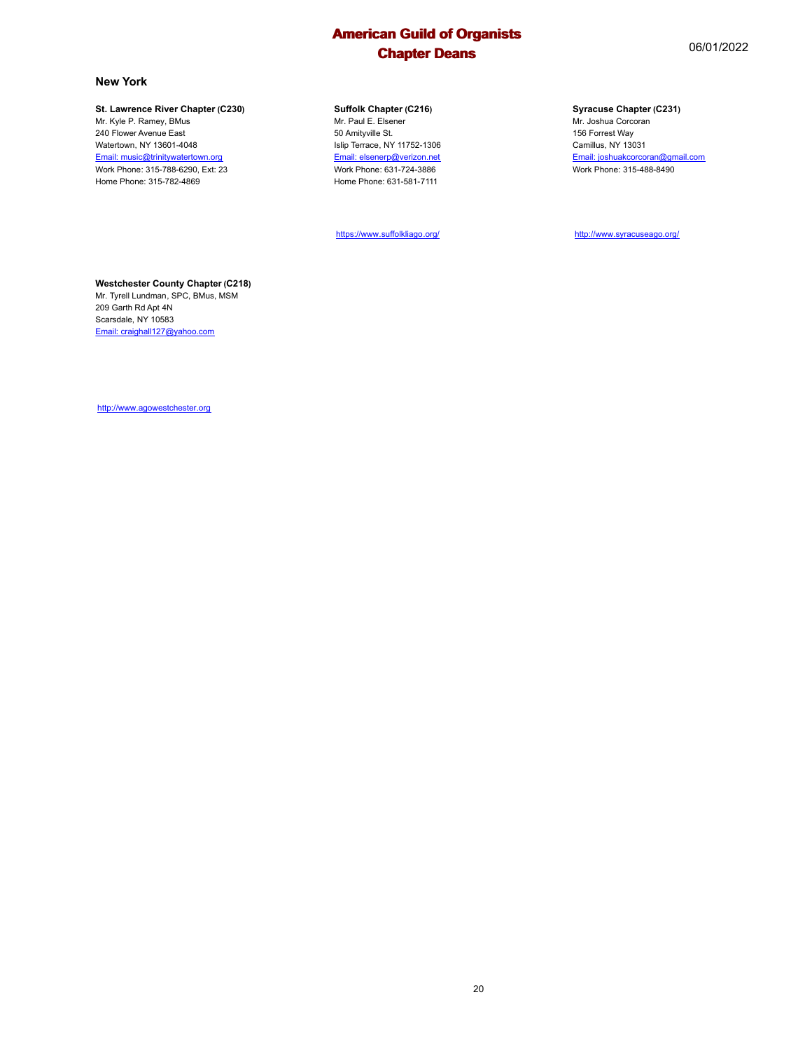## New York

**St. Lawrence River Chapter (C230)**
Mr. Kyle P. Ramey, BMus
240 Flower Avenue East
Watertown, NY 13601-4048
Email: music@trinitywatertown.org
Work Phone: 315-788-6290, Ext: 23
Home Phone: 315-782-4869

**Suffolk Chapter (C216)**
Mr. Paul E. Elsener
50 Amityville St.
Islip Terrace, NY 11752-1306
Email: elsenerp@verizon.net
Work Phone: 631-724-3886
Home Phone: 631-581-7111

https://www.suffolkliago.org/

**Syracuse Chapter (C231)**
Mr. Joshua Corcoran
156 Forrest Way
Camillus, NY 13031
Email: joshuakcorcoran@gmail.com
Work Phone: 315-488-8490

http://www.syracuseago.org/

**Westchester County Chapter (C218)**
Mr. Tyrell Lundman, SPC, BMus, MSM
209 Garth Rd Apt 4N
Scarsdale, NY 10583
Email: craighall127@yahoo.com

http://www.agowestchester.org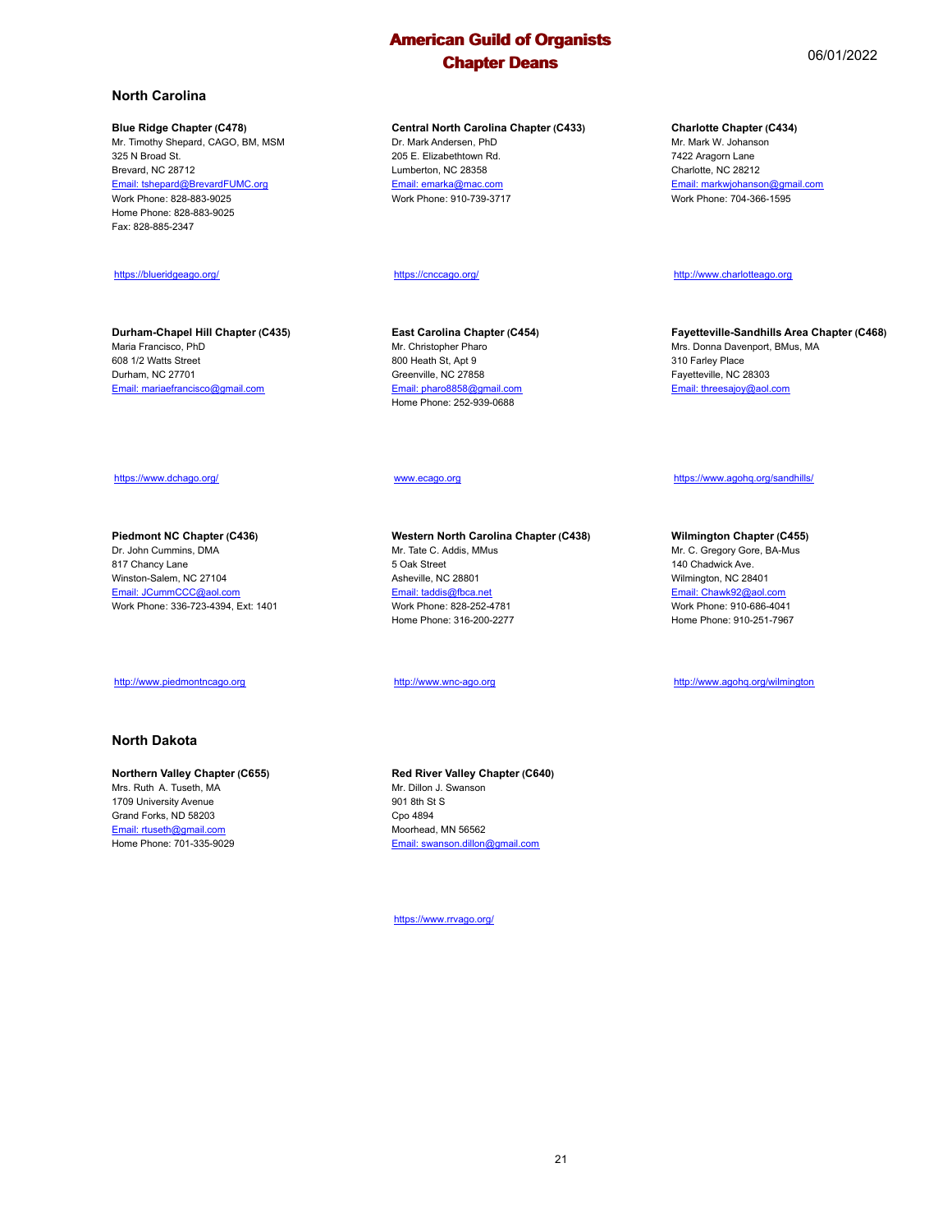## North Carolina

**Blue Ridge Chapter (C478)**
Mr. Timothy Shepard, CAGO, BM, MSM
325 N Broad St.
Brevard, NC 28712
Email: tshepard@BrevardFUMC.org
Work Phone: 828-883-9025
Home Phone: 828-883-9025
Fax: 828-885-2347

https://blueridgeago.org/

**Central North Carolina Chapter (C433)**
Dr. Mark Andersen, PhD
205 E. Elizabethtown Rd.
Lumberton, NC 28358
Email: emarka@mac.com
Work Phone: 910-739-3717

https://cnccago.org/

**Charlotte Chapter (C434)**
Mr. Mark W. Johanson
7422 Aragorn Lane
Charlotte, NC 28212
Email: markwjohanson@gmail.com
Work Phone: 704-366-1595

http://www.charlotteago.org

**Durham-Chapel Hill Chapter (C435)**
Maria Francisco, PhD
608 1/2 Watts Street
Durham, NC 27701
Email: mariaefrancisco@gmail.com

https://www.dchago.org/

**East Carolina Chapter (C454)**
Mr. Christopher Pharo
800 Heath St, Apt 9
Greenville, NC 27858
Email: pharo8858@gmail.com
Home Phone: 252-939-0688

www.ecago.org

**Fayetteville-Sandhills Area Chapter (C468)**
Mrs. Donna Davenport, BMus, MA
310 Farley Place
Fayetteville, NC 28303
Email: threesajoy@aol.com

https://www.agohq.org/sandhills/

**Piedmont NC Chapter (C436)**
Dr. John Cummins, DMA
817 Chancy Lane
Winston-Salem, NC 27104
Email: JCummCCC@aol.com
Work Phone: 336-723-4394, Ext: 1401

http://www.piedmontncago.org

**Western North Carolina Chapter (C438)**
Mr. Tate C. Addis, MMus
5 Oak Street
Asheville, NC 28801
Email: taddis@fbca.net
Work Phone: 828-252-4781
Home Phone: 316-200-2277

http://www.wnc-ago.org

**Wilmington Chapter (C455)**
Mr. C. Gregory Gore, BA-Mus
140 Chadwick Ave.
Wilmington, NC 28401
Email: Chawk92@aol.com
Work Phone: 910-686-4041
Home Phone: 910-251-7967

http://www.agohq.org/wilmington

## North Dakota

**Northern Valley Chapter (C655)**
Mrs. Ruth A. Tuseth, MA
1709 University Avenue
Grand Forks, ND 58203
Email: rtuseth@gmail.com
Home Phone: 701-335-9029

**Red River Valley Chapter (C640)**
Mr. Dillon J. Swanson
901 8th St S
Cpo 4894
Moorhead, MN 56562
Email: swanson.dillon@gmail.com

https://www.rrvago.org/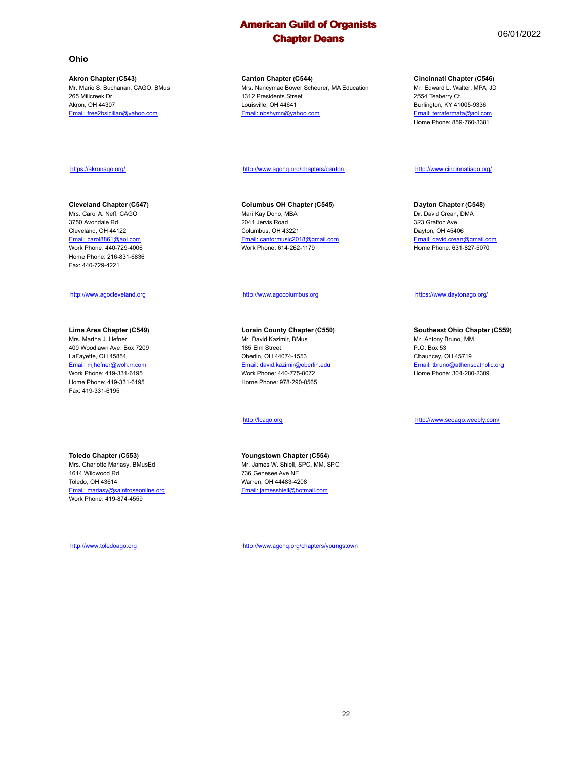## Ohio

**Akron Chapter (C543)**
Mr. Mario S. Buchanan, CAGO, BMus
265 Millcreek Dr
Akron, OH 44307
Email: free2bsicilian@yahoo.com

https://akronago.org/

**Canton Chapter (C544)**
Mrs. Nancymae Bower Scheurer, MA Education
1312 Presidents Street
Louisville, OH 44641
Email: nbshymn@yahoo.com

http://www.agohq.org/chapters/canton

**Cincinnati Chapter (C546)**
Mr. Edward L. Walter, MPA, JD
2554 Teaberry Ct.
Burlington, KY 41005-9336
Email: terrafermata@aol.com
Home Phone: 859-760-3381

http://www.cincinnatiago.org/

**Cleveland Chapter (C547)**
Mrs. Carol A. Neff, CAGO
3750 Avondale Rd.
Cleveland, OH 44122
Email: carol8861@aol.com
Work Phone: 440-729-4006
Home Phone: 216-831-6836
Fax: 440-729-4221

http://www.agocleveland.org

**Columbus OH Chapter (C545)**
Mari Kay Dono, MBA
2041 Jervis Road
Columbus, OH 43221
Email: cantormusic2018@gmail.com
Work Phone: 614-262-1179

http://www.agocolumbus.org

**Dayton Chapter (C548)**
Dr. David Crean, DMA
323 Grafton Ave.
Dayton, OH 45406
Email: david.crean@gmail.com
Home Phone: 631-827-5070

https://www.daytonago.org/

**Lima Area Chapter (C549)**
Mrs. Martha J. Hefner
400 Woodlawn Ave. Box 7209
LaFayette, OH 45854
Email: mjhefner@woh.rr.com
Work Phone: 419-331-6195
Home Phone: 419-331-6195
Fax: 419-331-6195

**Lorain County Chapter (C550)**
Mr. David Kazimir, BMus
185 Elm Street
Oberlin, OH 44074-1553
Email: david.kazimir@oberlin.edu
Work Phone: 440-775-8072
Home Phone: 978-290-0565

http://lcago.org

**Southeast Ohio Chapter (C559)**
Mr. Antony Bruno, MM
P.O. Box 53
Chauncey, OH 45719
Email: tbruno@athenscatholic.org
Home Phone: 304-280-2309

http://www.seoago.weebly.com/

**Toledo Chapter (C553)**
Mrs. Charlotte Mariasy, BMusEd
1614 Wildwood Rd.
Toledo, OH 43614
Email: mariasy@saintroseonline.org
Work Phone: 419-874-4559

http://www.toledoago.org

**Youngstown Chapter (C554)**
Mr. James W. Shiell, SPC, MM, SPC
736 Genesee Ave NE
Warren, OH 44483-4208
Email: jamesshiell@hotmail.com

http://www.agohq.org/chapters/youngstown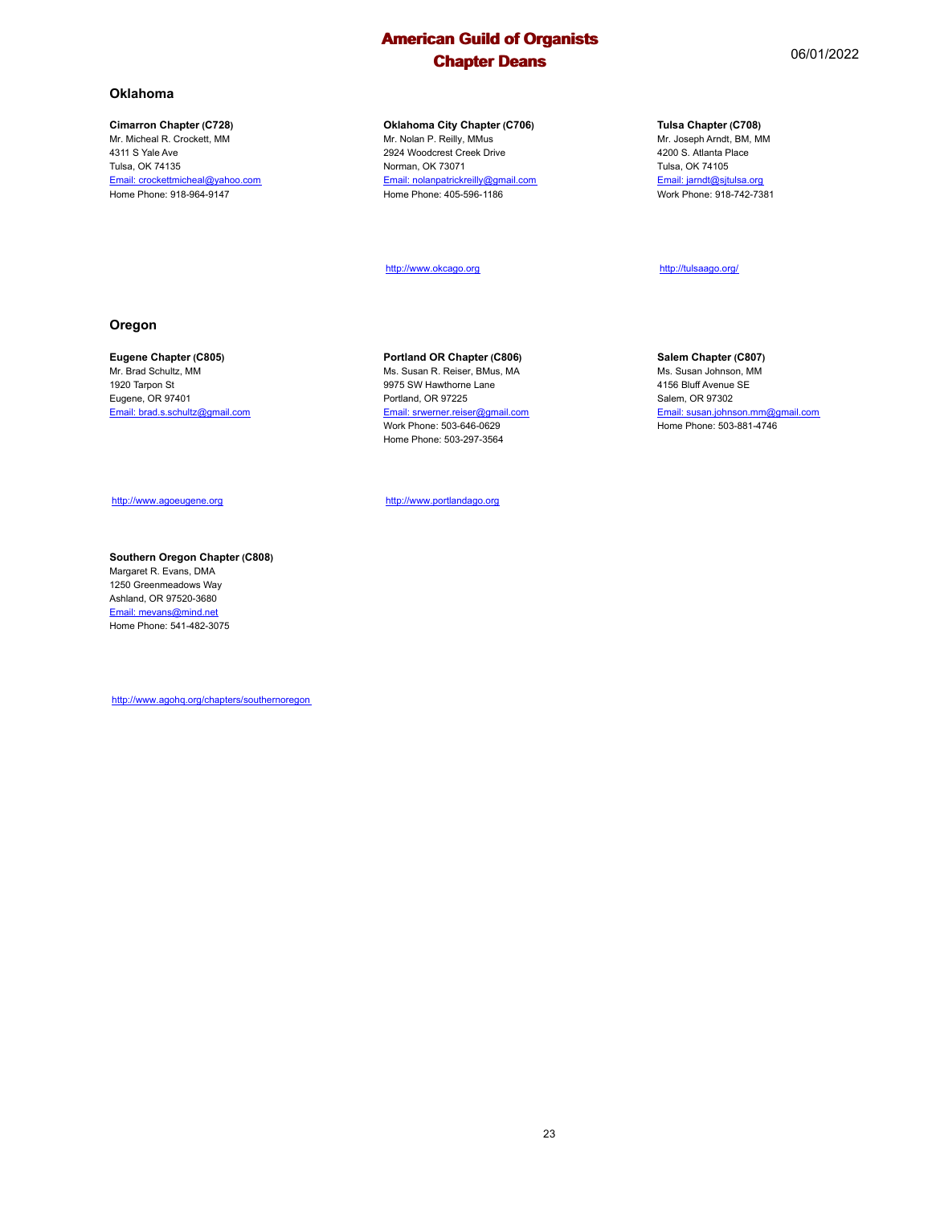## Oklahoma

**Cimarron Chapter (C728)**
Mr. Micheal R. Crockett, MM
4311 S Yale Ave
Tulsa, OK 74135
Email: crockettmicheal@yahoo.com
Home Phone: 918-964-9147

**Oklahoma City Chapter (C706)**
Mr. Nolan P. Reilly, MMus
2924 Woodcrest Creek Drive
Norman, OK 73071
Email: nolanpatrickreilly@gmail.com
Home Phone: 405-596-1186

http://www.okcago.org

**Tulsa Chapter (C708)**
Mr. Joseph Arndt, BM, MM
4200 S. Atlanta Place
Tulsa, OK 74105
Email: jarndt@sjtulsa.org
Work Phone: 918-742-7381

http://tulsaago.org/

## Oregon

**Eugene Chapter (C805)**
Mr. Brad Schultz, MM
1920 Tarpon St
Eugene, OR 97401
Email: brad.s.schultz@gmail.com

http://www.agoeugene.org

**Portland OR Chapter (C806)**
Ms. Susan R. Reiser, BMus, MA
9975 SW Hawthorne Lane
Portland, OR 97225
Email: srwerner.reiser@gmail.com
Work Phone: 503-646-0629
Home Phone: 503-297-3564

http://www.portlandago.org

**Salem Chapter (C807)**
Ms. Susan Johnson, MM
4156 Bluff Avenue SE
Salem, OR 97302
Email: susan.johnson.mm@gmail.com
Home Phone: 503-881-4746

**Southern Oregon Chapter (C808)**
Margaret R. Evans, DMA
1250 Greenmeadows Way
Ashland, OR 97520-3680
Email: mevans@mind.net
Home Phone: 541-482-3075

http://www.agohq.org/chapters/southernoregon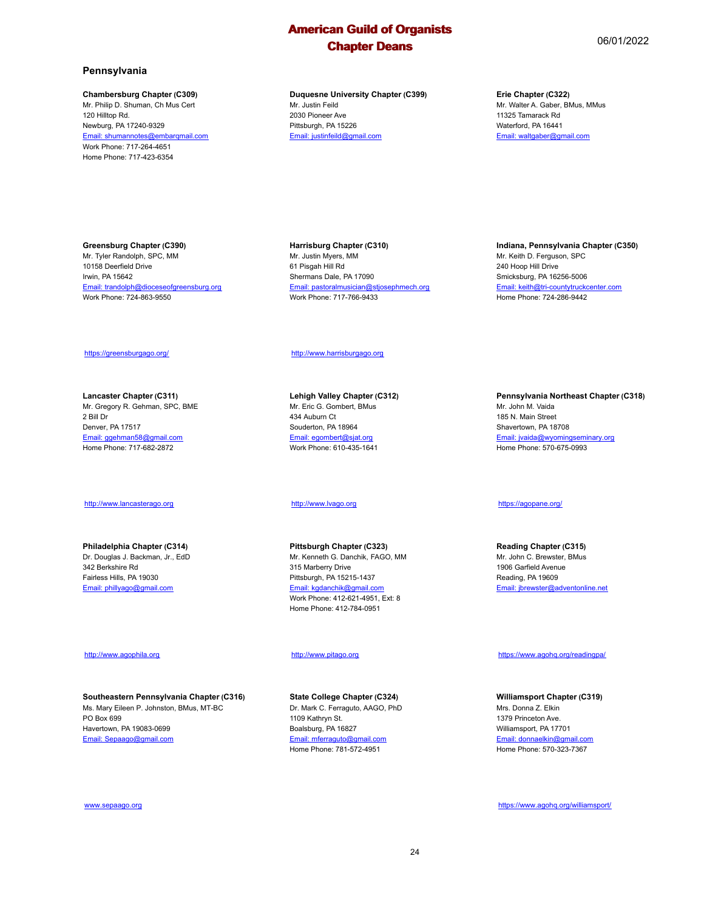## Pennsylvania

**Chambersburg Chapter (C309)**
Mr. Philip D. Shuman, Ch Mus Cert
120 Hilltop Rd.
Newburg, PA 17240-9329
Email: shumannotes@embarqmail.com
Work Phone: 717-264-4651
Home Phone: 717-423-6354

**Duquesne University Chapter (C399)**
Mr. Justin Feild
2030 Pioneer Ave
Pittsburgh, PA 15226
Email: justinfeild@gmail.com

**Erie Chapter (C322)**
Mr. Walter A. Gaber, BMus, MMus
11325 Tamarack Rd
Waterford, PA 16441
Email: waltgaber@gmail.com

**Greensburg Chapter (C390)**
Mr. Tyler Randolph, SPC, MM
10158 Deerfield Drive
Irwin, PA 15642
Email: trandolph@dioceseofgreensburg.org
Work Phone: 724-863-9550

https://greensburgago.org/

**Harrisburg Chapter (C310)**
Mr. Justin Myers, MM
61 Pisgah Hill Rd
Shermans Dale, PA 17090
Email: pastoralmusician@stjosephmech.org
Work Phone: 717-766-9433

http://www.harrisburgago.org

**Indiana, Pennsylvania Chapter (C350)**
Mr. Keith D. Ferguson, SPC
240 Hoop Hill Drive
Smicksburg, PA 16256-5006
Email: keith@tri-countytruckcenter.com
Home Phone: 724-286-9442

**Lancaster Chapter (C311)**
Mr. Gregory R. Gehman, SPC, BME
2 Bill Dr
Denver, PA 17517
Email: ggehman58@gmail.com
Home Phone: 717-682-2872

http://www.lancasterago.org

**Lehigh Valley Chapter (C312)**
Mr. Eric G. Gombert, BMus
434 Auburn Ct
Souderton, PA 18964
Email: egombert@sjat.org
Work Phone: 610-435-1641

http://www.lvago.org

**Pennsylvania Northeast Chapter (C318)**
Mr. John M. Vaida
185 N. Main Street
Shavertown, PA 18708
Email: jvaida@wyomingseminary.org
Home Phone: 570-675-0993

https://agopane.org/

**Philadelphia Chapter (C314)**
Dr. Douglas J. Backman, Jr., EdD
342 Berkshire Rd
Fairless Hills, PA 19030
Email: phillyago@gmail.com

http://www.agophila.org

**Pittsburgh Chapter (C323)**
Mr. Kenneth G. Danchik, FAGO, MM
315 Marberry Drive
Pittsburgh, PA 15215-1437
Email: kgdanchik@gmail.com
Work Phone: 412-621-4951, Ext: 8
Home Phone: 412-784-0951

http://www.pitago.org

**Reading Chapter (C315)**
Mr. John C. Brewster, BMus
1906 Garfield Avenue
Reading, PA 19609
Email: jbrewster@adventonline.net

https://www.agohq.org/readingpa/

**Southeastern Pennsylvania Chapter (C316)**
Ms. Mary Eileen P. Johnston, BMus, MT-BC
PO Box 699
Havertown, PA 19083-0699
Email: Sepaago@gmail.com

www.sepaago.org

**State College Chapter (C324)**
Dr. Mark C. Ferraguto, AAGO, PhD
1109 Kathryn St.
Boalsburg, PA 16827
Email: mferraguto@gmail.com
Home Phone: 781-572-4951

**Williamsport Chapter (C319)**
Mrs. Donna Z. Elkin
1379 Princeton Ave.
Williamsport, PA 17701
Email: donnaelkin@gmail.com
Home Phone: 570-323-7367

https://www.agohq.org/williamsport/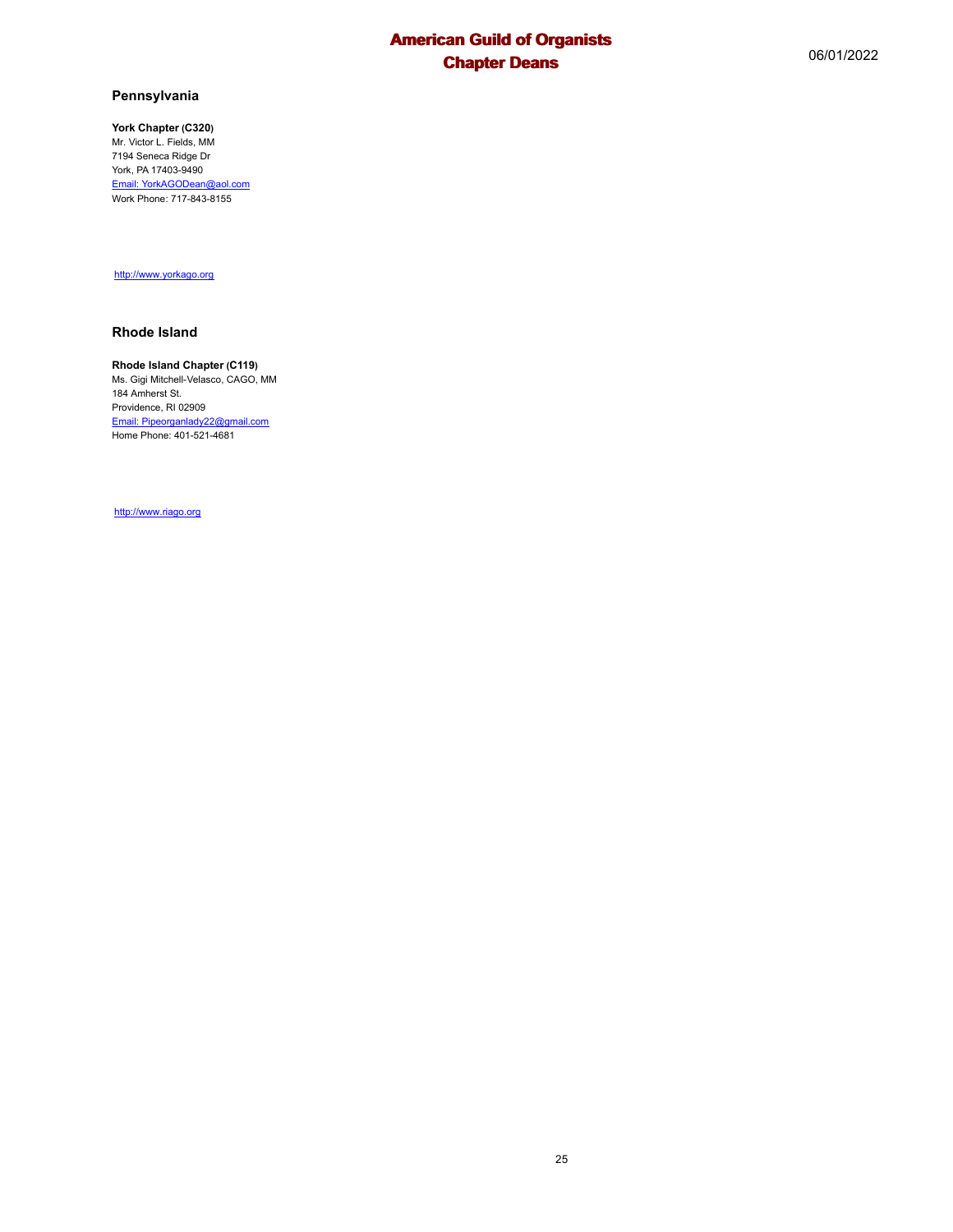## Pennsylvania

**York Chapter (C320)**
Mr. Victor L. Fields, MM
7194 Seneca Ridge Dr
York, PA 17403-9490
Email: YorkAGODean@aol.com
Work Phone: 717-843-8155

http://www.yorkago.org

## Rhode Island

**Rhode Island Chapter (C119)**
Ms. Gigi Mitchell-Velasco, CAGO, MM
184 Amherst St.
Providence, RI 02909
Email: Pipeorganlady22@gmail.com
Home Phone: 401-521-4681

http://www.riago.org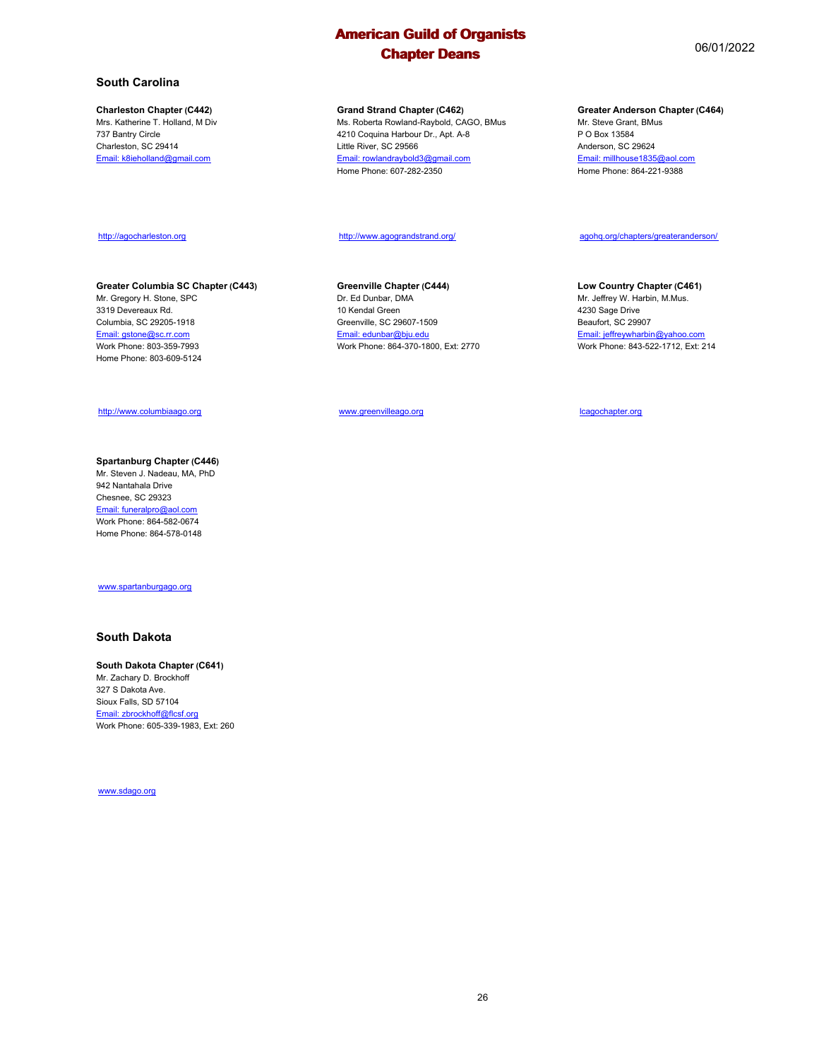## South Carolina

**Charleston Chapter (C442)**
Mrs. Katherine T. Holland, M Div
737 Bantry Circle
Charleston, SC 29414
Email: k8ieholland@gmail.com

http://agocharleston.org

**Grand Strand Chapter (C462)**
Ms. Roberta Rowland-Raybold, CAGO, BMus
4210 Coquina Harbour Dr., Apt. A-8
Little River, SC 29566
Email: rowlandraybold3@gmail.com
Home Phone: 607-282-2350

http://www.agograndstrand.org/

**Greater Anderson Chapter (C464)**
Mr. Steve Grant, BMus
P O Box 13584
Anderson, SC 29624
Email: millhouse1835@aol.com
Home Phone: 864-221-9388

agohq.org/chapters/greateranderson/

**Greater Columbia SC Chapter (C443)**
Mr. Gregory H. Stone, SPC
3319 Devereaux Rd.
Columbia, SC 29205-1918
Email: gstone@sc.rr.com
Work Phone: 803-359-7993
Home Phone: 803-609-5124

http://www.columbiaago.org

**Greenville Chapter (C444)**
Dr. Ed Dunbar, DMA
10 Kendal Green
Greenville, SC 29607-1509
Email: edunbar@bju.edu
Work Phone: 864-370-1800, Ext: 2770

www.greenvilleago.org

**Low Country Chapter (C461)**
Mr. Jeffrey W. Harbin, M.Mus.
4230 Sage Drive
Beaufort, SC 29907
Email: jeffreywharbin@yahoo.com
Work Phone: 843-522-1712, Ext: 214

lcagochapter.org

**Spartanburg Chapter (C446)**
Mr. Steven J. Nadeau, MA, PhD
942 Nantahala Drive
Chesnee, SC 29323
Email: funeralpro@aol.com
Work Phone: 864-582-0674
Home Phone: 864-578-0148

www.spartanburgago.org

## South Dakota

**South Dakota Chapter (C641)**
Mr. Zachary D. Brockhoff
327 S Dakota Ave.
Sioux Falls, SD 57104
Email: zbrockhoff@flcsf.org
Work Phone: 605-339-1983, Ext: 260

www.sdago.org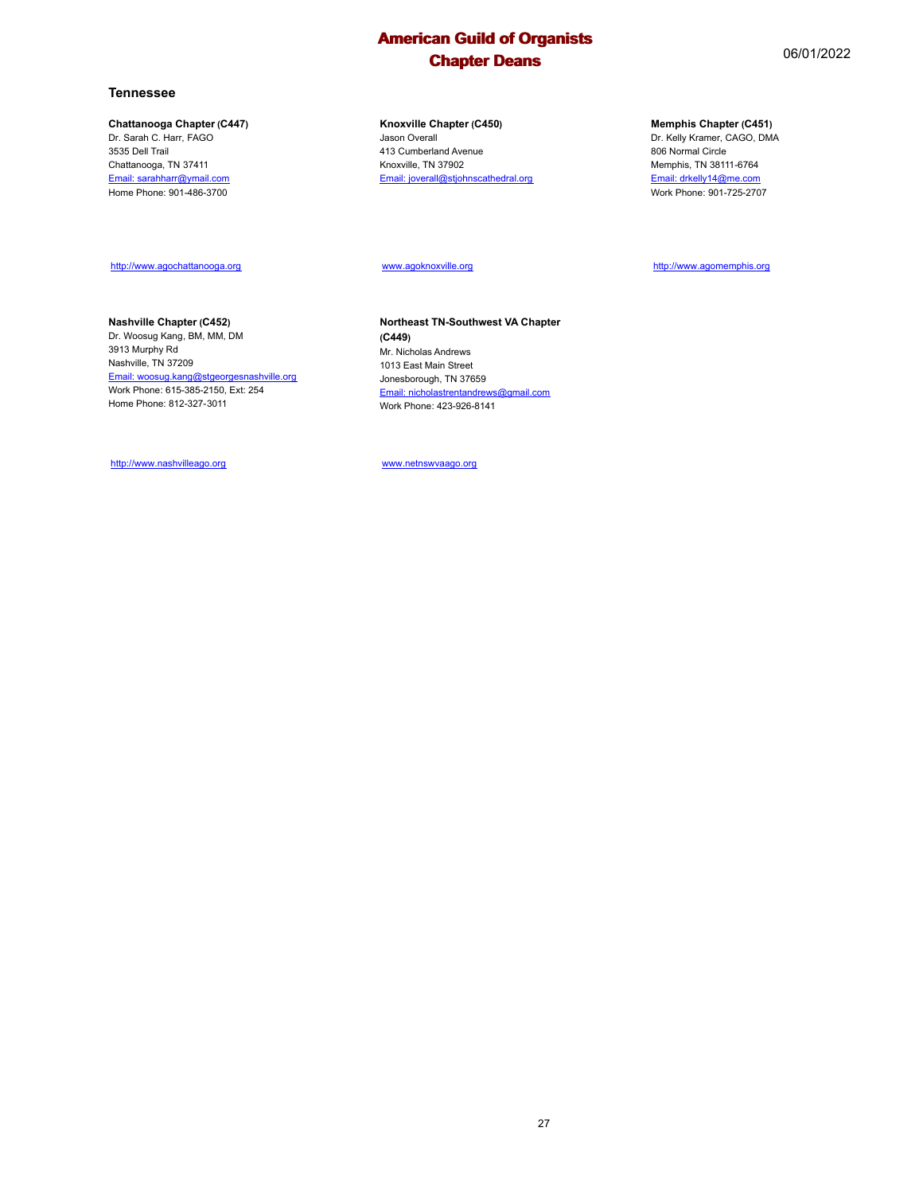## Tennessee

**Chattanooga Chapter (C447)**
Dr. Sarah C. Harr, FAGO
3535 Dell Trail
Chattanooga, TN 37411
Email: sarahharr@ymail.com
Home Phone: 901-486-3700

http://www.agochattanooga.org

**Knoxville Chapter (C450)**
Jason Overall
413 Cumberland Avenue
Knoxville, TN 37902
Email: joverall@stjohnscathedral.org

www.agoknoxville.org

**Memphis Chapter (C451)**
Dr. Kelly Kramer, CAGO, DMA
806 Normal Circle
Memphis, TN 38111-6764
Email: drkelly14@me.com
Work Phone: 901-725-2707

http://www.agomemphis.org

**Nashville Chapter (C452)**
Dr. Woosug Kang, BM, MM, DM
3913 Murphy Rd
Nashville, TN 37209
Email: woosug.kang@stgeorgesnashville.org
Work Phone: 615-385-2150, Ext: 254
Home Phone: 812-327-3011

http://www.nashvilleago.org

**Northeast TN-Southwest VA Chapter (C449)**
Mr. Nicholas Andrews
1013 East Main Street
Jonesborough, TN 37659
Email: nicholastrentandrews@gmail.com
Work Phone: 423-926-8141

www.netnswvaago.org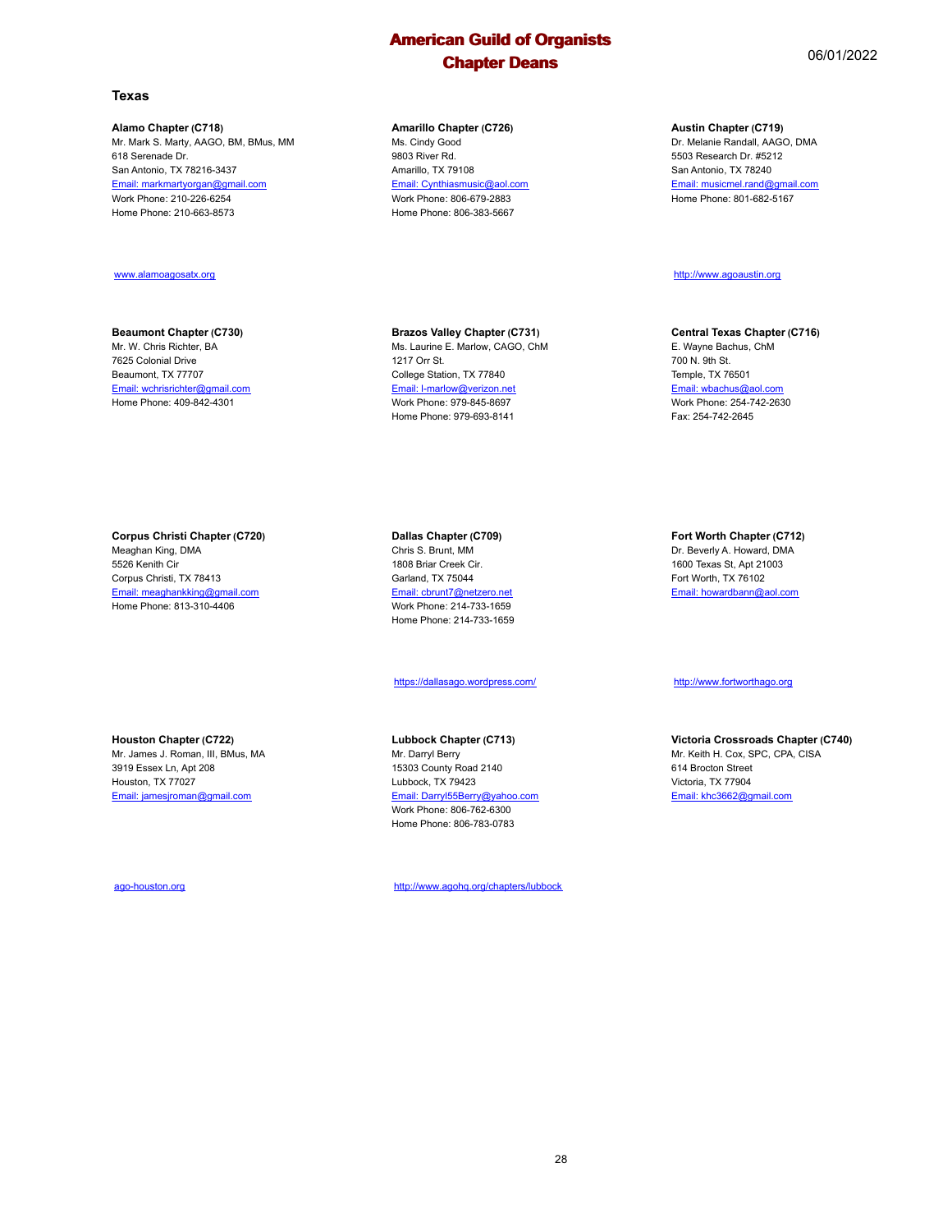# American Guild of Organists
# Chapter Deans

06/01/2022

## Texas

**Alamo Chapter (C718)**
Mr. Mark S. Marty, AAGO, BM, BMus, MM
618 Serenade Dr.
San Antonio, TX 78216-3437
Email: markmartyorgan@gmail.com
Work Phone: 210-226-6254
Home Phone: 210-663-8573

www.alamoagosatx.org

**Amarillo Chapter (C726)**
Ms. Cindy Good
9803 River Rd.
Amarillo, TX 79108
Email: Cynthiasmusic@aol.com
Work Phone: 806-679-2883
Home Phone: 806-383-5667

**Austin Chapter (C719)**
Dr. Melanie Randall, AAGO, DMA
5503 Research Dr. #5212
San Antonio, TX 78240
Email: musicmel.rand@gmail.com
Home Phone: 801-682-5167

http://www.agoaustin.org

**Beaumont Chapter (C730)**
Mr. W. Chris Richter, BA
7625 Colonial Drive
Beaumont, TX 77707
Email: wchrisrichter@gmail.com
Home Phone: 409-842-4301

**Brazos Valley Chapter (C731)**
Ms. Laurine E. Marlow, CAGO, ChM
1217 Orr St.
College Station, TX 77840
Email: l-marlow@verizon.net
Work Phone: 979-845-8697
Home Phone: 979-693-8141

**Central Texas Chapter (C716)**
E. Wayne Bachus, ChM
700 N. 9th St.
Temple, TX 76501
Email: wbachus@aol.com
Work Phone: 254-742-2630
Fax: 254-742-2645

**Corpus Christi Chapter (C720)**
Meaghan King, DMA
5526 Kenith Cir
Corpus Christi, TX 78413
Email: meaghankking@gmail.com
Home Phone: 813-310-4406

**Dallas Chapter (C709)**
Chris S. Brunt, MM
1808 Briar Creek Cir.
Garland, TX 75044
Email: cbrunt7@netzero.net
Work Phone: 214-733-1659
Home Phone: 214-733-1659

https://dallasago.wordpress.com/

**Fort Worth Chapter (C712)**
Dr. Beverly A. Howard, DMA
1600 Texas St, Apt 21003
Fort Worth, TX 76102
Email: howardbann@aol.com

http://www.fortworthago.org

**Houston Chapter (C722)**
Mr. James J. Roman, III, BMus, MA
3919 Essex Ln, Apt 208
Houston, TX 77027
Email: jamesjroman@gmail.com

ago-houston.org

**Lubbock Chapter (C713)**
Mr. Darryl Berry
15303 County Road 2140
Lubbock, TX 79423
Email: Darryl55Berry@yahoo.com
Work Phone: 806-762-6300
Home Phone: 806-783-0783

http://www.agohq.org/chapters/lubbock

**Victoria Crossroads Chapter (C740)**
Mr. Keith H. Cox, SPC, CPA, CISA
614 Brocton Street
Victoria, TX 77904
Email: khc3662@gmail.com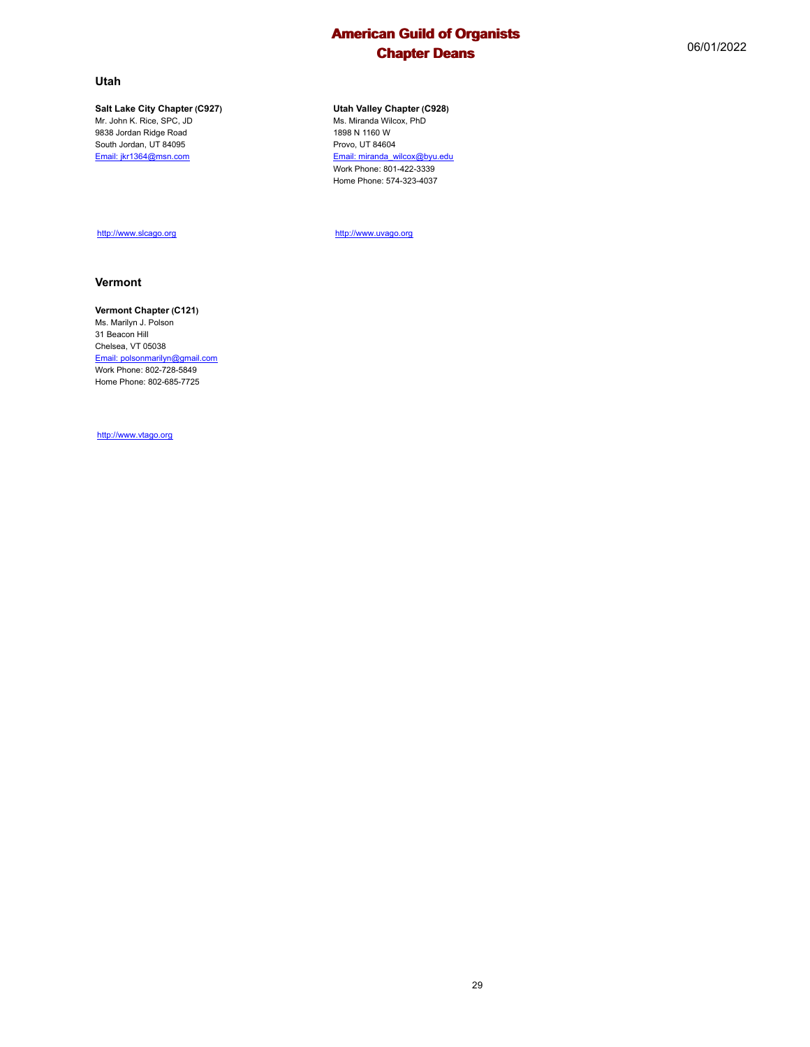## Utah

**Salt Lake City Chapter (C927)**
Mr. John K. Rice, SPC, JD
9838 Jordan Ridge Road
South Jordan, UT 84095
Email: jkr1364@msn.com

http://www.slcago.org

**Utah Valley Chapter (C928)**
Ms. Miranda Wilcox, PhD
1898 N 1160 W
Provo, UT 84604
Email: miranda_wilcox@byu.edu
Work Phone: 801-422-3339
Home Phone: 574-323-4037

http://www.uvago.org

## Vermont

**Vermont Chapter (C121)**
Ms. Marilyn J. Polson
31 Beacon Hill
Chelsea, VT 05038
Email: polsonmarilyn@gmail.com
Work Phone: 802-728-5849
Home Phone: 802-685-7725

http://www.vtago.org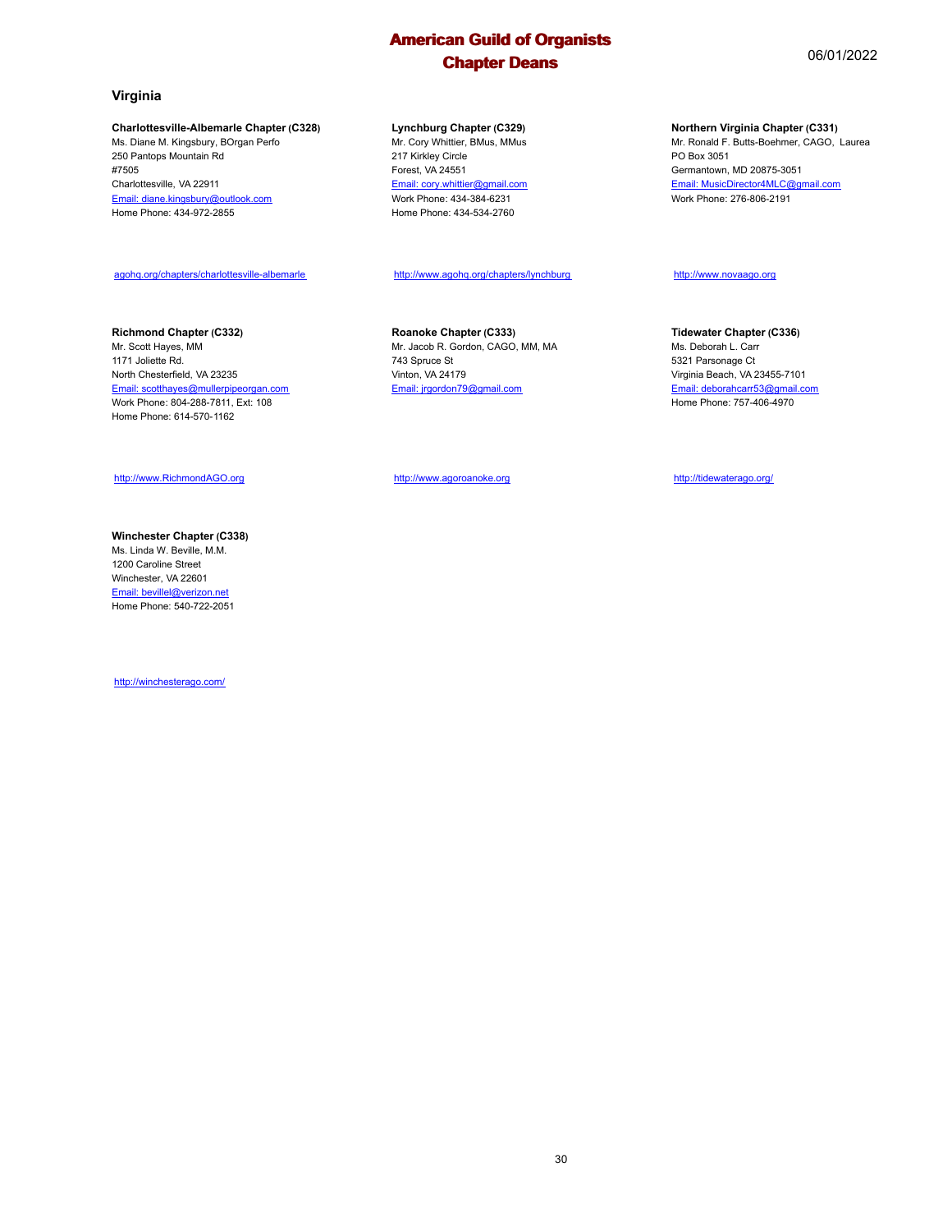## Virginia

**Charlottesville-Albemarle Chapter (C328)**
Ms. Diane M. Kingsbury, BOrgan Perfo
250 Pantops Mountain Rd
#7505
Charlottesville, VA 22911
Email: diane.kingsbury@outlook.com
Home Phone: 434-972-2855

agohq.org/chapters/charlottesville-albemarle

**Lynchburg Chapter (C329)**
Mr. Cory Whittier, BMus, MMus
217 Kirkley Circle
Forest, VA 24551
Email: cory.whittier@gmail.com
Work Phone: 434-384-6231
Home Phone: 434-534-2760

http://www.agohq.org/chapters/lynchburg

**Northern Virginia Chapter (C331)**
Mr. Ronald F. Butts-Boehmer, CAGO, Laurea
PO Box 3051
Germantown, MD 20875-3051
Email: MusicDirector4MLC@gmail.com
Work Phone: 276-806-2191

http://www.novaago.org

**Richmond Chapter (C332)**
Mr. Scott Hayes, MM
1171 Joliette Rd.
North Chesterfield, VA 23235
Email: scotthayes@mullerpipeorgan.com
Work Phone: 804-288-7811, Ext: 108
Home Phone: 614-570-1162

http://www.RichmondAGO.org

**Roanoke Chapter (C333)**
Mr. Jacob R. Gordon, CAGO, MM, MA
743 Spruce St
Vinton, VA 24179
Email: jrgordon79@gmail.com

http://www.agoroanoke.org

**Tidewater Chapter (C336)**
Ms. Deborah L. Carr
5321 Parsonage Ct
Virginia Beach, VA 23455-7101
Email: deborahcarr53@gmail.com
Home Phone: 757-406-4970

http://tidewaterago.org/

**Winchester Chapter (C338)**
Ms. Linda W. Beville, M.M.
1200 Caroline Street
Winchester, VA 22601
Email: bevillel@verizon.net
Home Phone: 540-722-2051

http://winchesterago.com/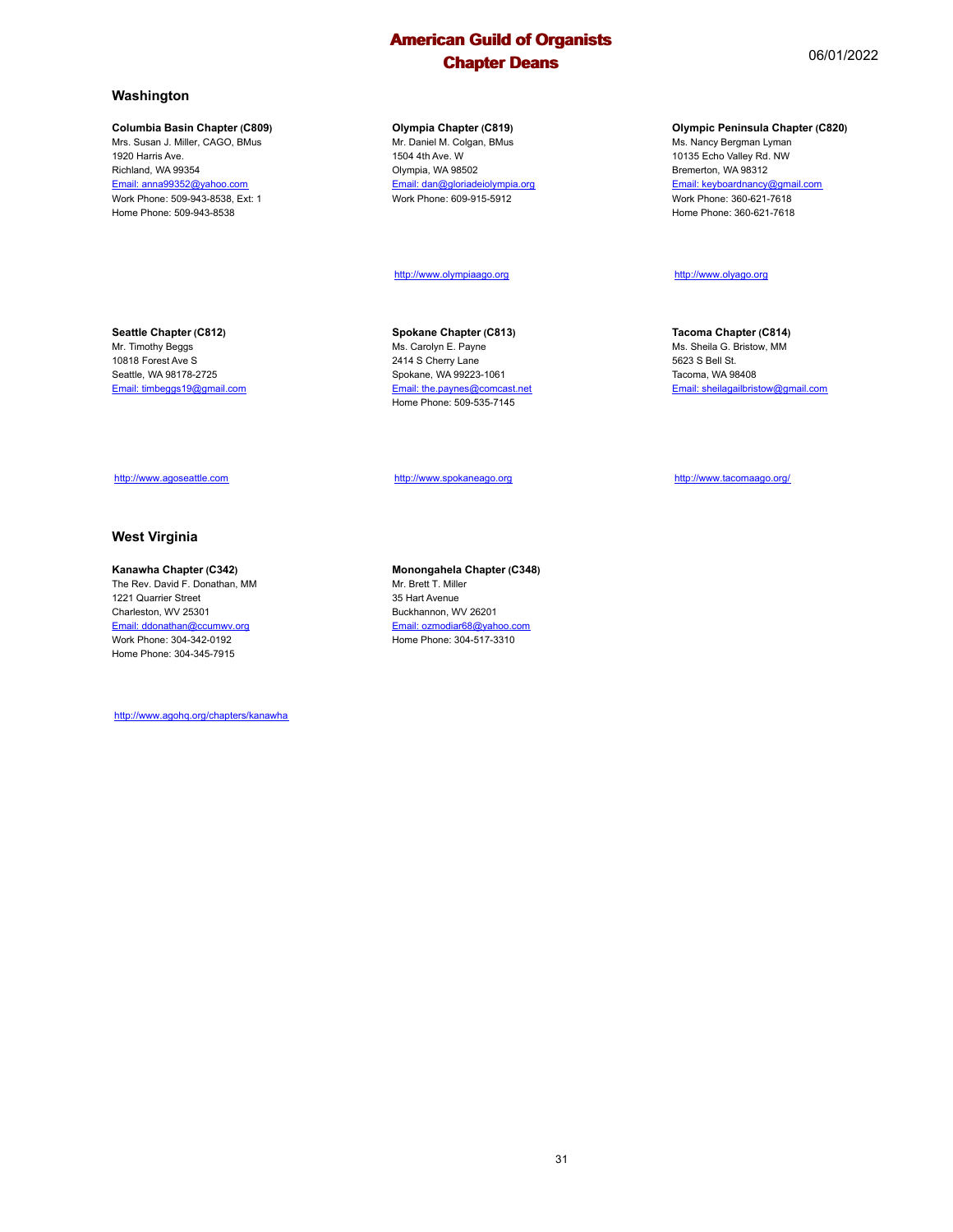## Washington

**Columbia Basin Chapter (C809)**
Mrs. Susan J. Miller, CAGO, BMus
1920 Harris Ave.
Richland, WA 99354
Email: anna99352@yahoo.com
Work Phone: 509-943-8538, Ext: 1
Home Phone: 509-943-8538

**Olympia Chapter (C819)**
Mr. Daniel M. Colgan, BMus
1504 4th Ave. W
Olympia, WA 98502
Email: dan@gloriadeiolympia.org
Work Phone: 609-915-5912

http://www.olympiaago.org

**Olympic Peninsula Chapter (C820)**
Ms. Nancy Bergman Lyman
10135 Echo Valley Rd. NW
Bremerton, WA 98312
Email: keyboardnancy@gmail.com
Work Phone: 360-621-7618
Home Phone: 360-621-7618

http://www.olyago.org

**Seattle Chapter (C812)**
Mr. Timothy Beggs
10818 Forest Ave S
Seattle, WA 98178-2725
Email: timbeggs19@gmail.com

http://www.agoseattle.com

**Spokane Chapter (C813)**
Ms. Carolyn E. Payne
2414 S Cherry Lane
Spokane, WA 99223-1061
Email: the.paynes@comcast.net
Home Phone: 509-535-7145

http://www.spokaneago.org

**Tacoma Chapter (C814)**
Ms. Sheila G. Bristow, MM
5623 S Bell St.
Tacoma, WA 98408
Email: sheilagailbristow@gmail.com

http://www.tacomaago.org/

## West Virginia

**Kanawha Chapter (C342)**
The Rev. David F. Donathan, MM
1221 Quarrier Street
Charleston, WV 25301
Email: ddonathan@ccumwv.org
Work Phone: 304-342-0192
Home Phone: 304-345-7915

http://www.agohq.org/chapters/kanawha

**Monongahela Chapter (C348)**
Mr. Brett T. Miller
35 Hart Avenue
Buckhannon, WV 26201
Email: ozmodiar68@yahoo.com
Home Phone: 304-517-3310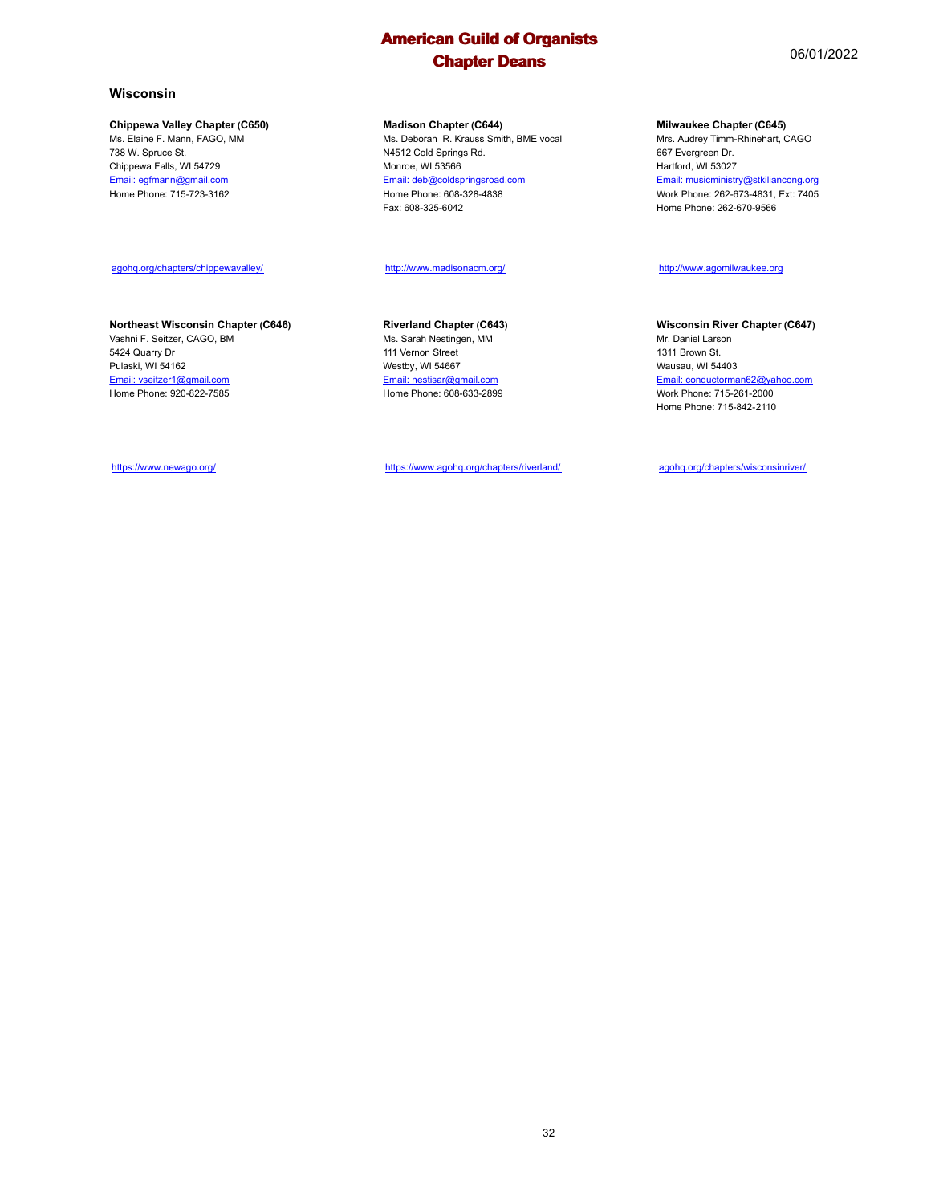# American Guild of Organists
## Chapter Deans

06/01/2022

### Wisconsin

**Chippewa Valley Chapter (C650)**
Ms. Elaine F. Mann, FAGO, MM
738 W. Spruce St.
Chippewa Falls, WI 54729
Email: egfmann@gmail.com
Home Phone: 715-723-3162

agohq.org/chapters/chippewavalley/

**Madison Chapter (C644)**
Ms. Deborah R. Krauss Smith, BME vocal
N4512 Cold Springs Rd.
Monroe, WI 53566
Email: deb@coldspringsroad.com
Home Phone: 608-328-4838
Fax: 608-325-6042

http://www.madisonacm.org/

**Milwaukee Chapter (C645)**
Mrs. Audrey Timm-Rhinehart, CAGO
667 Evergreen Dr.
Hartford, WI 53027
Email: musicministry@stkiliancong.org
Work Phone: 262-673-4831, Ext: 7405
Home Phone: 262-670-9566

http://www.agomilwaukee.org

**Northeast Wisconsin Chapter (C646)**
Vashni F. Seitzer, CAGO, BM
5424 Quarry Dr
Pulaski, WI 54162
Email: vseitzer1@gmail.com
Home Phone: 920-822-7585

https://www.newago.org/

**Riverland Chapter (C643)**
Ms. Sarah Nestingen, MM
111 Vernon Street
Westby, WI 54667
Email: nestisar@gmail.com
Home Phone: 608-633-2899

https://www.agohq.org/chapters/riverland/

**Wisconsin River Chapter (C647)**
Mr. Daniel Larson
1311 Brown St.
Wausau, WI 54403
Email: conductorman62@yahoo.com
Work Phone: 715-261-2000
Home Phone: 715-842-2110

agohq.org/chapters/wisconsinriver/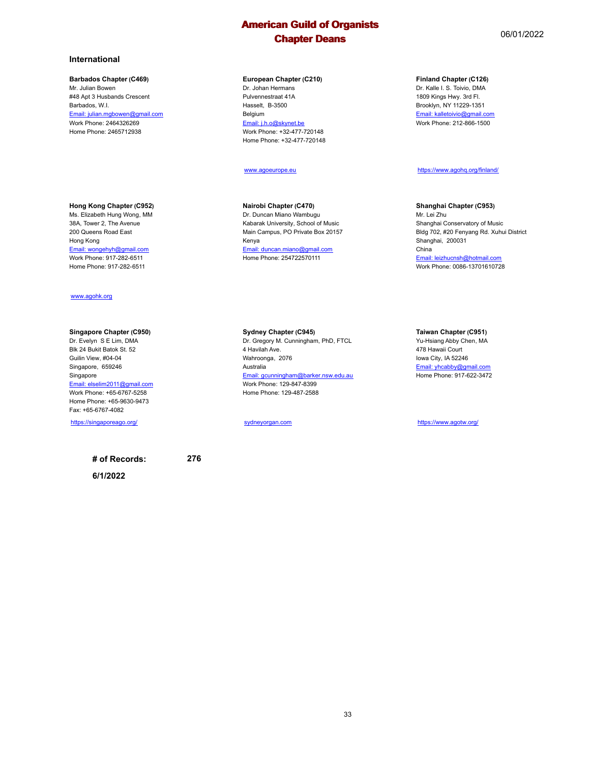# American Guild of Organists
# Chapter Deans

06/01/2022

## International

**Barbados Chapter (C469)**
Mr. Julian Bowen
#48 Apt 3 Husbands Crescent
Barbados, W.I.
Email: julian.mgbowen@gmail.com
Work Phone: 2464326269
Home Phone: 2465712938

**European Chapter (C210)**
Dr. Johan Hermans
Pulvennestraat 41A
Hasselt, B-3500
Belgium
Email: j.h.o@skynet.be
Work Phone: +32-477-720148
Home Phone: +32-477-720148

www.agoeurope.eu

**Finland Chapter (C126)**
Dr. Kalle I. S. Toivio, DMA
1809 Kings Hwy. 3rd Fl.
Brooklyn, NY 11229-1351
Email: kalletoivio@gmail.com
Work Phone: 212-866-1500

https://www.agohq.org/finland/

**Hong Kong Chapter (C952)**
Ms. Elizabeth Hung Wong, MM
38A, Tower 2, The Avenue
200 Queens Road East
Hong Kong
Email: wongehyh@gmail.com
Work Phone: 917-282-6511
Home Phone: 917-282-6511

www.agohk.org

**Nairobi Chapter (C470)**
Dr. Duncan Miano Wambugu
Kabarak University, School of Music
Main Campus, PO Private Box 20157
Kenya
Email: duncan.miano@gmail.com
Home Phone: 254722570111

**Shanghai Chapter (C953)**
Mr. Lei Zhu
Shanghai Conservatory of Music
Bldg 702, #20 Fenyang Rd. Xuhui District
Shanghai, 200031
China
Email: leizhucnsh@hotmail.com
Work Phone: 0086-13701610728

**Singapore Chapter (C950)**
Dr. Evelyn S E Lim, DMA
Blk 24 Bukit Batok St. 52
Guilin View, #04-04
Singapore, 659246
Singapore
Email: elselim2011@gmail.com
Work Phone: +65-6767-5258
Home Phone: +65-9630-9473
Fax: +65-6767-4082

https://singaporeago.org/

**Sydney Chapter (C945)**
Dr. Gregory M. Cunningham, PhD, FTCL
4 Havilah Ave.
Wahroonga, 2076
Australia
Email: gcunningham@barker.nsw.edu.au
Work Phone: 129-847-8399
Home Phone: 129-487-2588

sydneyorgan.com

**Taiwan Chapter (C951)**
Yu-Hsiang Abby Chen, MA
478 Hawaii Court
Iowa City, IA 52246
Email: yhcabby@gmail.com
Home Phone: 917-622-3472

https://www.agotw.org/

**# of Records:** **276**

**6/1/2022**